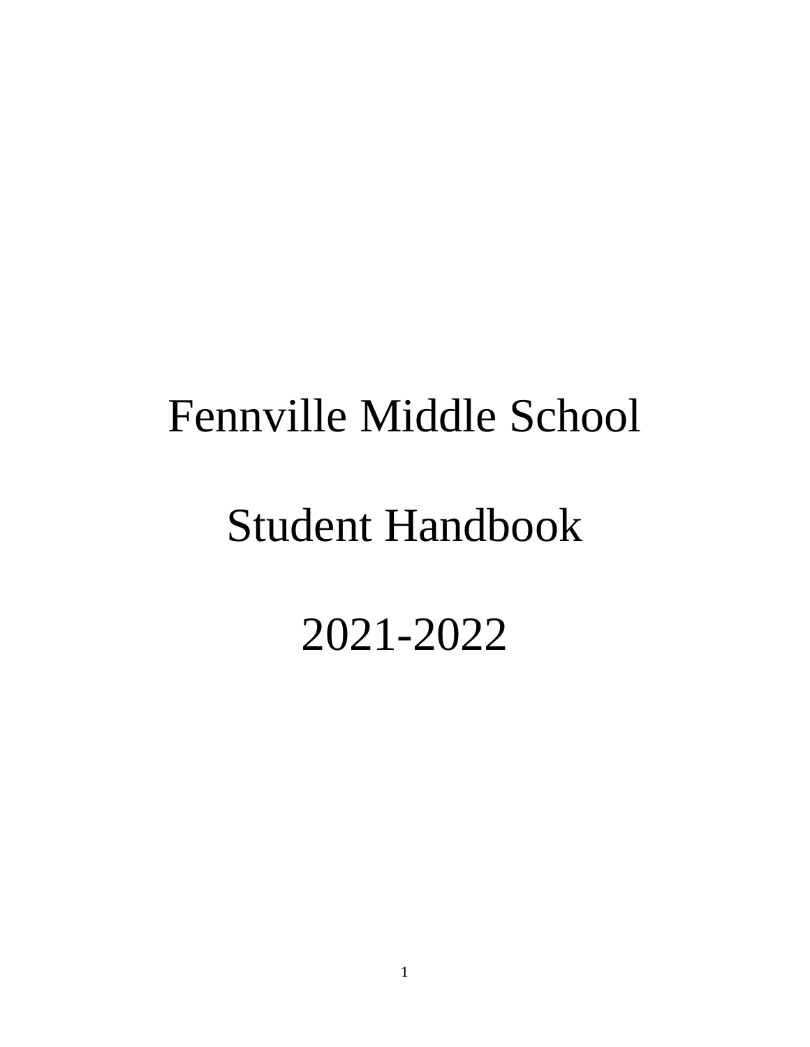# Fennville Middle School

# Student Handbook

# 2021-2022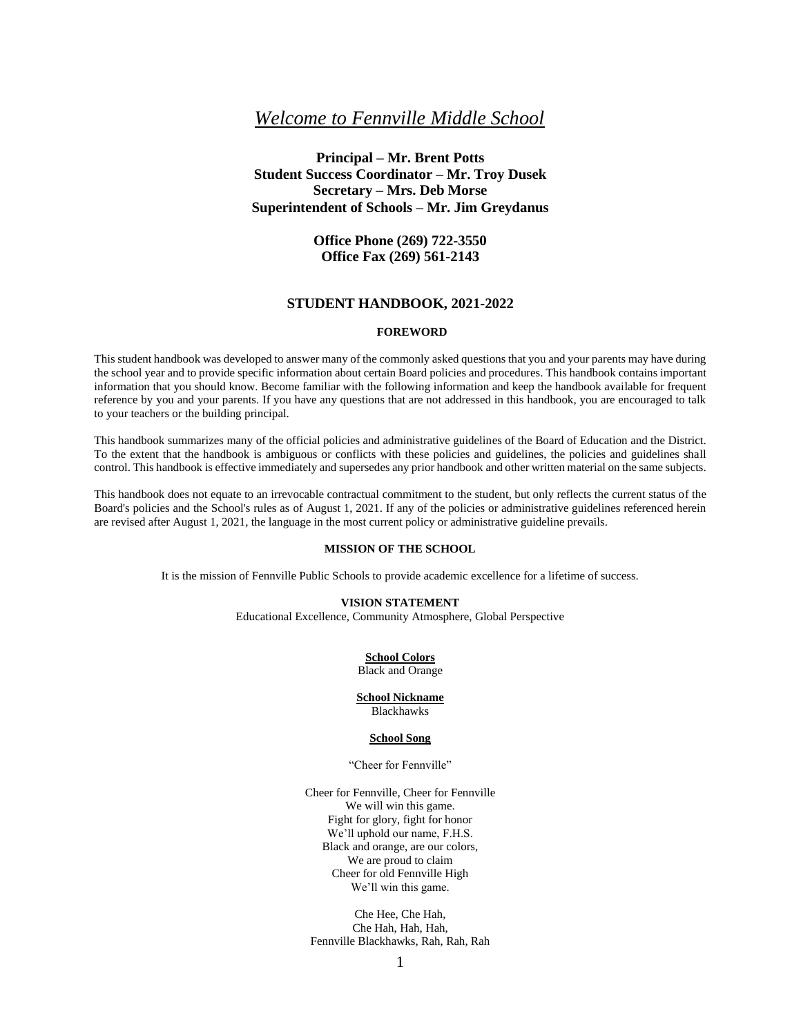# *Welcome to Fennville Middle School*

**Principal – Mr. Brent Potts**
**Student Success Coordinator – Mr. Troy Dusek**
**Secretary – Mrs. Deb Morse**
**Superintendent of Schools – Mr. Jim Greydanus**

**Office Phone (269) 722-3550**
**Office Fax (269) 561-2143**

## STUDENT HANDBOOK, 2021-2022

### FOREWORD

This student handbook was developed to answer many of the commonly asked questions that you and your parents may have during the school year and to provide specific information about certain Board policies and procedures. This handbook contains important information that you should know. Become familiar with the following information and keep the handbook available for frequent reference by you and your parents. If you have any questions that are not addressed in this handbook, you are encouraged to talk to your teachers or the building principal.

This handbook summarizes many of the official policies and administrative guidelines of the Board of Education and the District. To the extent that the handbook is ambiguous or conflicts with these policies and guidelines, the policies and guidelines shall control. This handbook is effective immediately and supersedes any prior handbook and other written material on the same subjects.

This handbook does not equate to an irrevocable contractual commitment to the student, but only reflects the current status of the Board's policies and the School's rules as of August 1, 2021. If any of the policies or administrative guidelines referenced herein are revised after August 1, 2021, the language in the most current policy or administrative guideline prevails.

### MISSION OF THE SCHOOL

It is the mission of Fennville Public Schools to provide academic excellence for a lifetime of success.

### VISION STATEMENT

Educational Excellence, Community Atmosphere, Global Perspective

**School Colors**
Black and Orange

**School Nickname**
Blackhawks

**School Song**

"Cheer for Fennville"

Cheer for Fennville, Cheer for Fennville
We will win this game.
Fight for glory, fight for honor
We'll uphold our name, F.H.S.
Black and orange, are our colors,
We are proud to claim
Cheer for old Fennville High
We'll win this game.

Che Hee, Che Hah,
Che Hah, Hah, Hah,
Fennville Blackhawks, Rah, Rah, Rah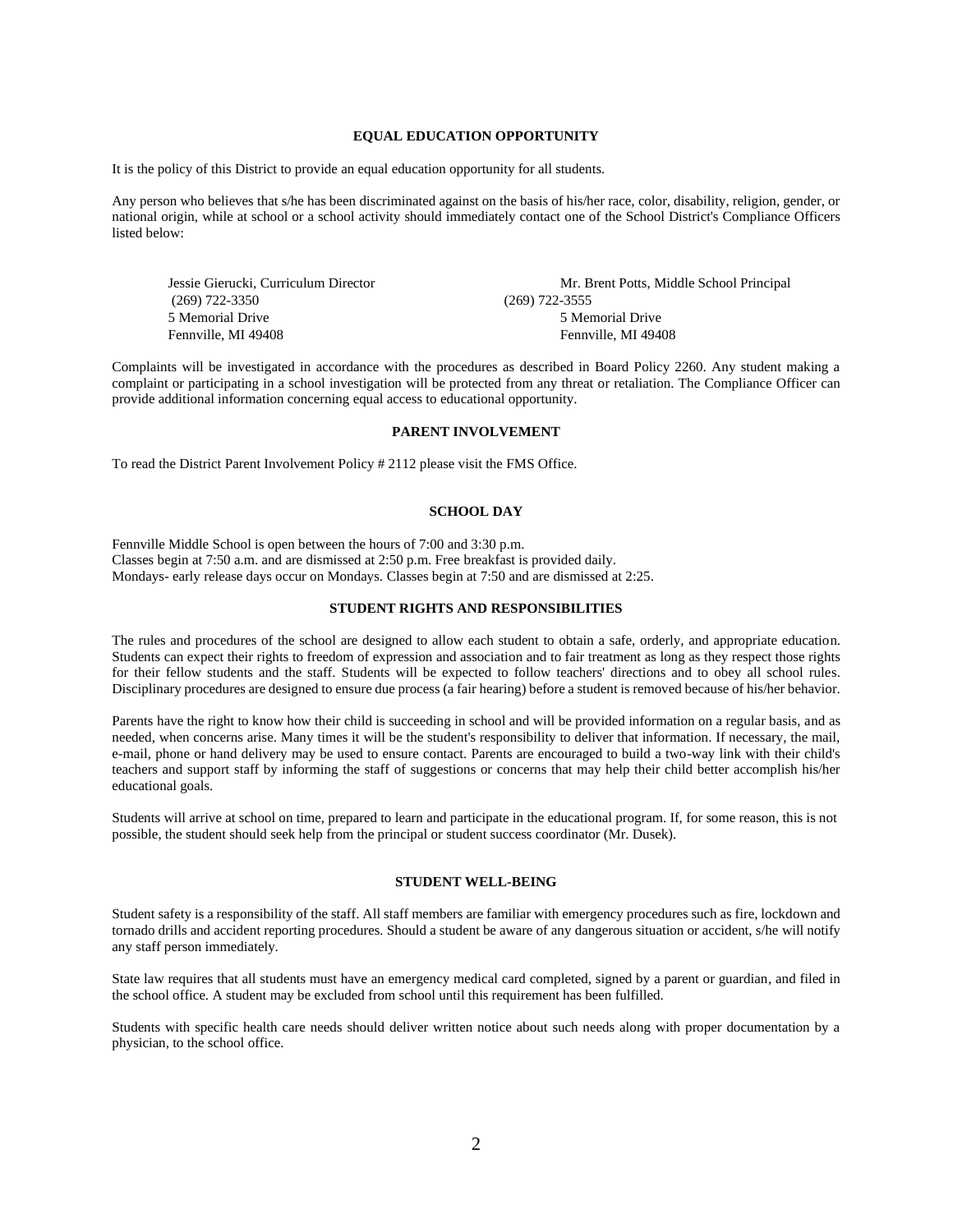## EQUAL EDUCATION OPPORTUNITY

It is the policy of this District to provide an equal education opportunity for all students.

Any person who believes that s/he has been discriminated against on the basis of his/her race, color, disability, religion, gender, or national origin, while at school or a school activity should immediately contact one of the School District's Compliance Officers listed below:

Jessie Gierucki, Curriculum Director
(269) 722-3350
5 Memorial Drive
Fennville, MI 49408

Mr. Brent Potts, Middle School Principal
(269) 722-3555
5 Memorial Drive
Fennville, MI 49408

Complaints will be investigated in accordance with the procedures as described in Board Policy 2260. Any student making a complaint or participating in a school investigation will be protected from any threat or retaliation. The Compliance Officer can provide additional information concerning equal access to educational opportunity.

## PARENT INVOLVEMENT

To read the District Parent Involvement Policy # 2112 please visit the FMS Office.

## SCHOOL DAY

Fennville Middle School is open between the hours of 7:00 and 3:30 p.m.
Classes begin at 7:50 a.m. and are dismissed at 2:50 p.m. Free breakfast is provided daily.
Mondays- early release days occur on Mondays. Classes begin at 7:50 and are dismissed at 2:25.

## STUDENT RIGHTS AND RESPONSIBILITIES

The rules and procedures of the school are designed to allow each student to obtain a safe, orderly, and appropriate education. Students can expect their rights to freedom of expression and association and to fair treatment as long as they respect those rights for their fellow students and the staff. Students will be expected to follow teachers' directions and to obey all school rules. Disciplinary procedures are designed to ensure due process (a fair hearing) before a student is removed because of his/her behavior.

Parents have the right to know how their child is succeeding in school and will be provided information on a regular basis, and as needed, when concerns arise. Many times it will be the student's responsibility to deliver that information. If necessary, the mail, e-mail, phone or hand delivery may be used to ensure contact. Parents are encouraged to build a two-way link with their child's teachers and support staff by informing the staff of suggestions or concerns that may help their child better accomplish his/her educational goals.

Students will arrive at school on time, prepared to learn and participate in the educational program. If, for some reason, this is not possible, the student should seek help from the principal or student success coordinator (Mr. Dusek).

## STUDENT WELL-BEING

Student safety is a responsibility of the staff. All staff members are familiar with emergency procedures such as fire, lockdown and tornado drills and accident reporting procedures. Should a student be aware of any dangerous situation or accident, s/he will notify any staff person immediately.

State law requires that all students must have an emergency medical card completed, signed by a parent or guardian, and filed in the school office. A student may be excluded from school until this requirement has been fulfilled.

Students with specific health care needs should deliver written notice about such needs along with proper documentation by a physician, to the school office.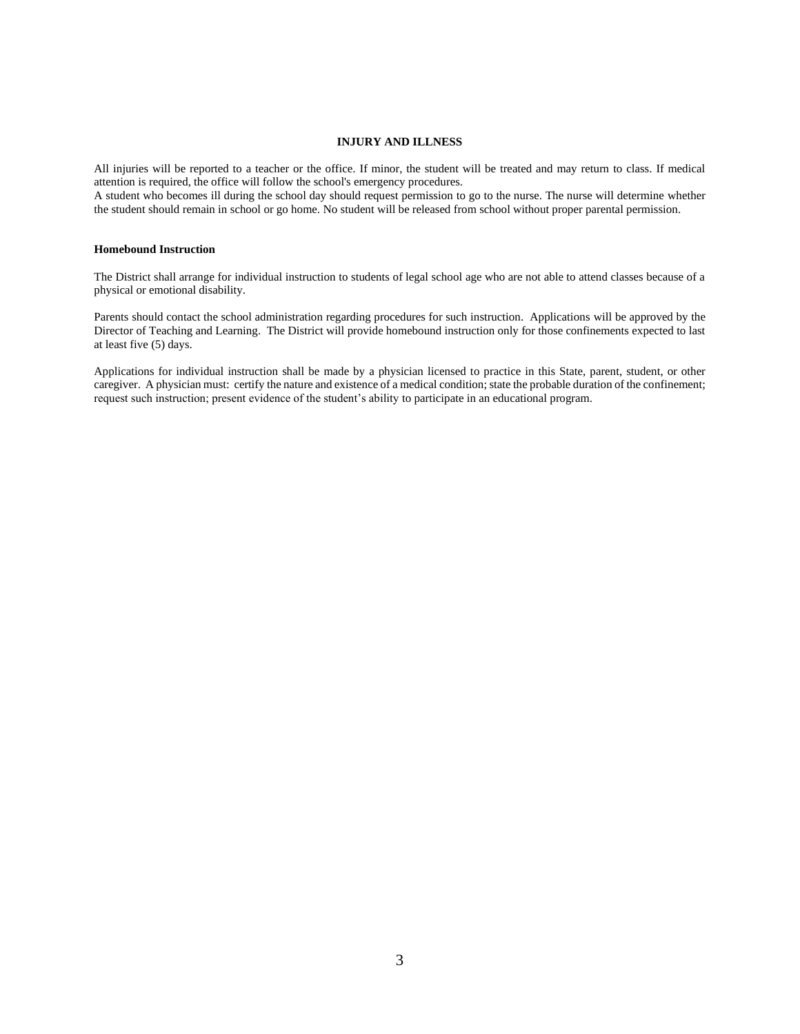## INJURY AND ILLNESS

All injuries will be reported to a teacher or the office. If minor, the student will be treated and may return to class. If medical attention is required, the office will follow the school's emergency procedures.
A student who becomes ill during the school day should request permission to go to the nurse. The nurse will determine whether the student should remain in school or go home. No student will be released from school without proper parental permission.

### Homebound Instruction

The District shall arrange for individual instruction to students of legal school age who are not able to attend classes because of a physical or emotional disability.

Parents should contact the school administration regarding procedures for such instruction. Applications will be approved by the Director of Teaching and Learning. The District will provide homebound instruction only for those confinements expected to last at least five (5) days.

Applications for individual instruction shall be made by a physician licensed to practice in this State, parent, student, or other caregiver. A physician must: certify the nature and existence of a medical condition; state the probable duration of the confinement; request such instruction; present evidence of the student's ability to participate in an educational program.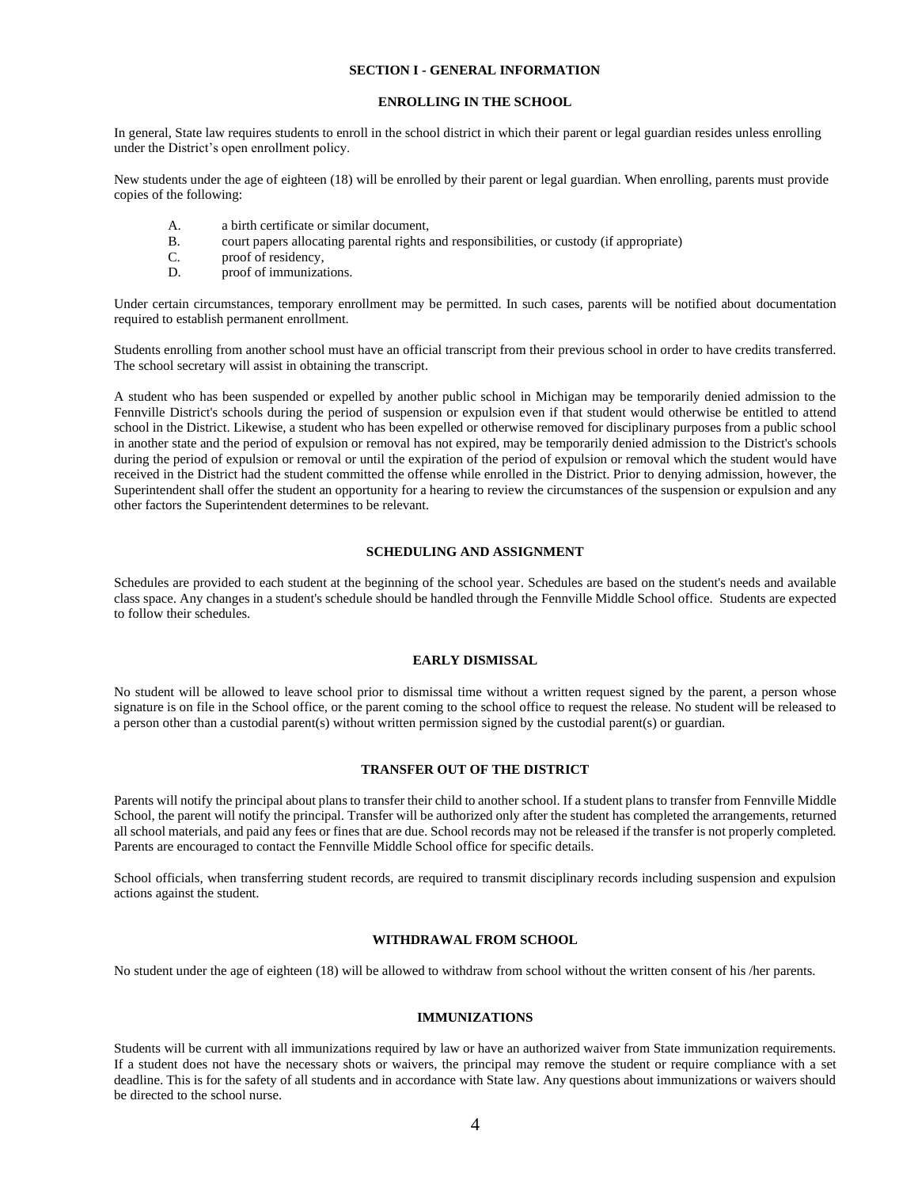# SECTION I - GENERAL INFORMATION

## ENROLLING IN THE SCHOOL

In general, State law requires students to enroll in the school district in which their parent or legal guardian resides unless enrolling under the District's open enrollment policy.

New students under the age of eighteen (18) will be enrolled by their parent or legal guardian. When enrolling, parents must provide copies of the following:

A. a birth certificate or similar document,
B. court papers allocating parental rights and responsibilities, or custody (if appropriate)
C. proof of residency,
D. proof of immunizations.

Under certain circumstances, temporary enrollment may be permitted. In such cases, parents will be notified about documentation required to establish permanent enrollment.

Students enrolling from another school must have an official transcript from their previous school in order to have credits transferred. The school secretary will assist in obtaining the transcript.

A student who has been suspended or expelled by another public school in Michigan may be temporarily denied admission to the Fennville District's schools during the period of suspension or expulsion even if that student would otherwise be entitled to attend school in the District. Likewise, a student who has been expelled or otherwise removed for disciplinary purposes from a public school in another state and the period of expulsion or removal has not expired, may be temporarily denied admission to the District's schools during the period of expulsion or removal or until the expiration of the period of expulsion or removal which the student would have received in the District had the student committed the offense while enrolled in the District. Prior to denying admission, however, the Superintendent shall offer the student an opportunity for a hearing to review the circumstances of the suspension or expulsion and any other factors the Superintendent determines to be relevant.

## SCHEDULING AND ASSIGNMENT

Schedules are provided to each student at the beginning of the school year. Schedules are based on the student's needs and available class space. Any changes in a student's schedule should be handled through the Fennville Middle School office. Students are expected to follow their schedules.

## EARLY DISMISSAL

No student will be allowed to leave school prior to dismissal time without a written request signed by the parent, a person whose signature is on file in the School office, or the parent coming to the school office to request the release. No student will be released to a person other than a custodial parent(s) without written permission signed by the custodial parent(s) or guardian.

## TRANSFER OUT OF THE DISTRICT

Parents will notify the principal about plans to transfer their child to another school. If a student plans to transfer from Fennville Middle School, the parent will notify the principal. Transfer will be authorized only after the student has completed the arrangements, returned all school materials, and paid any fees or fines that are due. School records may not be released if the transfer is not properly completed. Parents are encouraged to contact the Fennville Middle School office for specific details.

School officials, when transferring student records, are required to transmit disciplinary records including suspension and expulsion actions against the student.

## WITHDRAWAL FROM SCHOOL

No student under the age of eighteen (18) will be allowed to withdraw from school without the written consent of his /her parents.

## IMMUNIZATIONS

Students will be current with all immunizations required by law or have an authorized waiver from State immunization requirements. If a student does not have the necessary shots or waivers, the principal may remove the student or require compliance with a set deadline. This is for the safety of all students and in accordance with State law. Any questions about immunizations or waivers should be directed to the school nurse.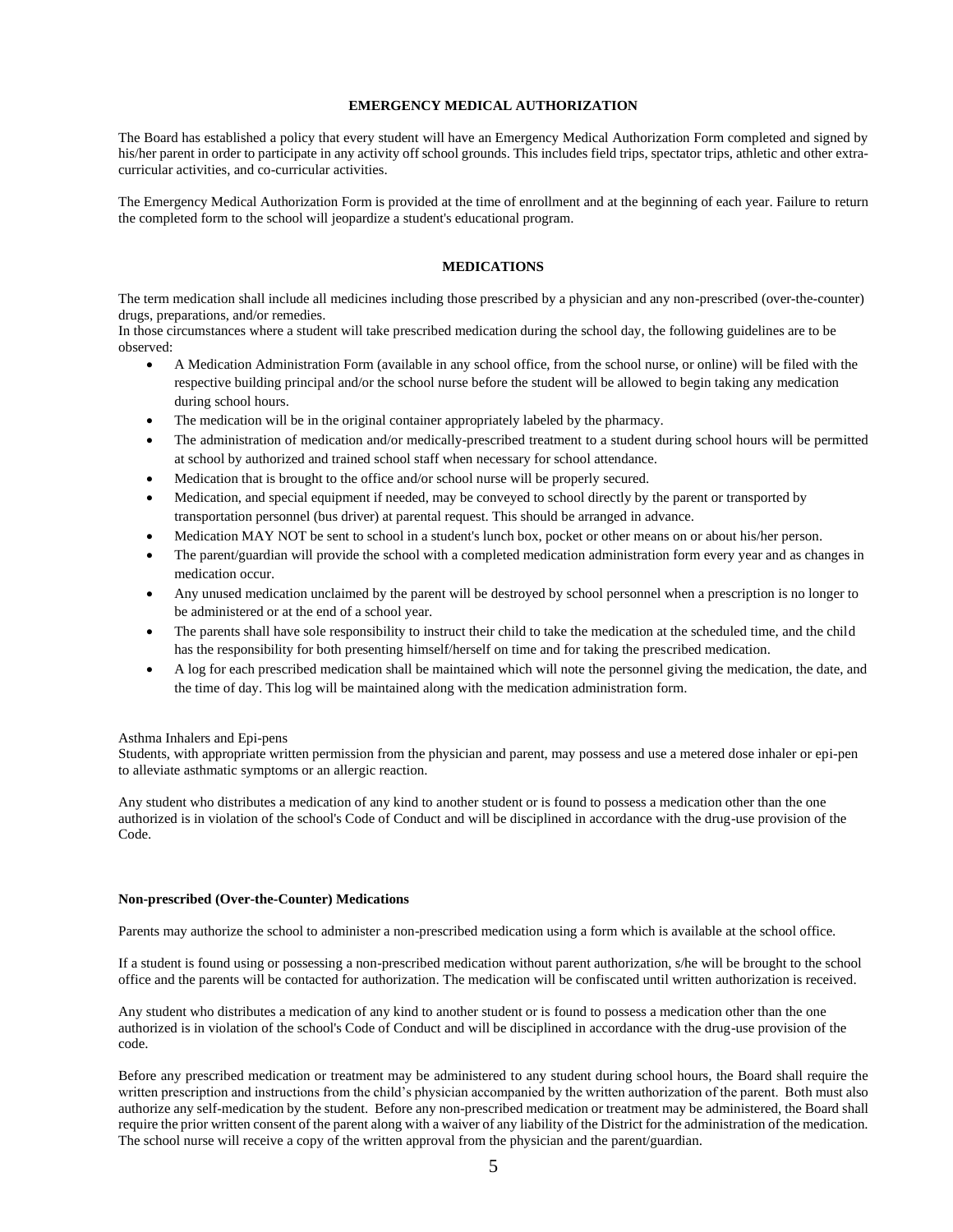## EMERGENCY MEDICAL AUTHORIZATION

The Board has established a policy that every student will have an Emergency Medical Authorization Form completed and signed by his/her parent in order to participate in any activity off school grounds. This includes field trips, spectator trips, athletic and other extra-curricular activities, and co-curricular activities.

The Emergency Medical Authorization Form is provided at the time of enrollment and at the beginning of each year. Failure to return the completed form to the school will jeopardize a student's educational program.

## MEDICATIONS

The term medication shall include all medicines including those prescribed by a physician and any non-prescribed (over-the-counter) drugs, preparations, and/or remedies.

In those circumstances where a student will take prescribed medication during the school day, the following guidelines are to be observed:

- A Medication Administration Form (available in any school office, from the school nurse, or online) will be filed with the respective building principal and/or the school nurse before the student will be allowed to begin taking any medication during school hours.
- The medication will be in the original container appropriately labeled by the pharmacy.
- The administration of medication and/or medically-prescribed treatment to a student during school hours will be permitted at school by authorized and trained school staff when necessary for school attendance.
- Medication that is brought to the office and/or school nurse will be properly secured.
- Medication, and special equipment if needed, may be conveyed to school directly by the parent or transported by transportation personnel (bus driver) at parental request. This should be arranged in advance.
- Medication MAY NOT be sent to school in a student's lunch box, pocket or other means on or about his/her person.
- The parent/guardian will provide the school with a completed medication administration form every year and as changes in medication occur.
- Any unused medication unclaimed by the parent will be destroyed by school personnel when a prescription is no longer to be administered or at the end of a school year.
- The parents shall have sole responsibility to instruct their child to take the medication at the scheduled time, and the child has the responsibility for both presenting himself/herself on time and for taking the prescribed medication.
- A log for each prescribed medication shall be maintained which will note the personnel giving the medication, the date, and the time of day. This log will be maintained along with the medication administration form.

Asthma Inhalers and Epi-pens

Students, with appropriate written permission from the physician and parent, may possess and use a metered dose inhaler or epi-pen to alleviate asthmatic symptoms or an allergic reaction.

Any student who distributes a medication of any kind to another student or is found to possess a medication other than the one authorized is in violation of the school's Code of Conduct and will be disciplined in accordance with the drug-use provision of the Code.

**Non-prescribed (Over-the-Counter) Medications**

Parents may authorize the school to administer a non-prescribed medication using a form which is available at the school office.

If a student is found using or possessing a non-prescribed medication without parent authorization, s/he will be brought to the school office and the parents will be contacted for authorization. The medication will be confiscated until written authorization is received.

Any student who distributes a medication of any kind to another student or is found to possess a medication other than the one authorized is in violation of the school's Code of Conduct and will be disciplined in accordance with the drug-use provision of the code.

Before any prescribed medication or treatment may be administered to any student during school hours, the Board shall require the written prescription and instructions from the child's physician accompanied by the written authorization of the parent. Both must also authorize any self-medication by the student. Before any non-prescribed medication or treatment may be administered, the Board shall require the prior written consent of the parent along with a waiver of any liability of the District for the administration of the medication. The school nurse will receive a copy of the written approval from the physician and the parent/guardian.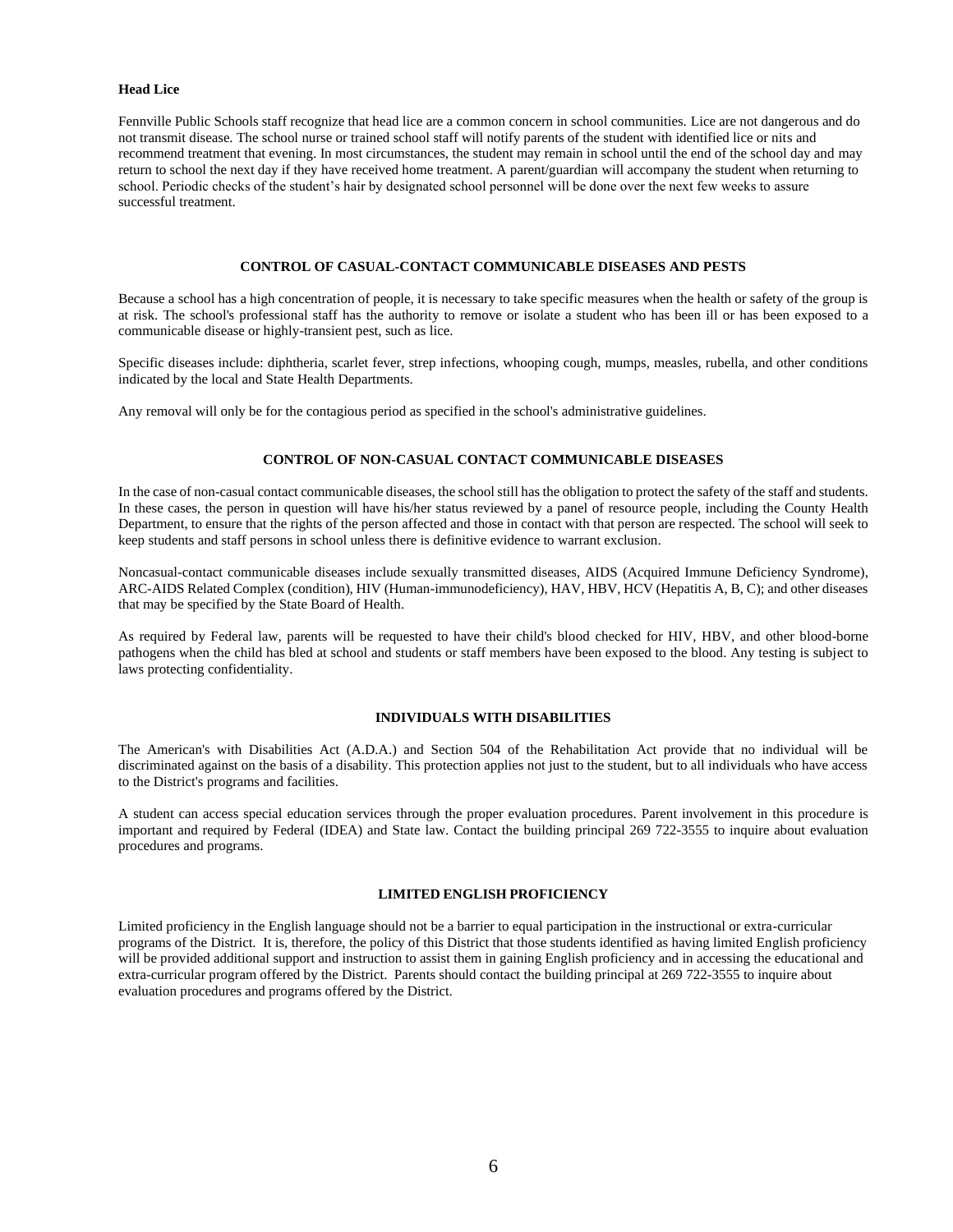**Head Lice**

Fennville Public Schools staff recognize that head lice are a common concern in school communities. Lice are not dangerous and do not transmit disease. The school nurse or trained school staff will notify parents of the student with identified lice or nits and recommend treatment that evening. In most circumstances, the student may remain in school until the end of the school day and may return to school the next day if they have received home treatment. A parent/guardian will accompany the student when returning to school. Periodic checks of the student's hair by designated school personnel will be done over the next few weeks to assure successful treatment.

## CONTROL OF CASUAL-CONTACT COMMUNICABLE DISEASES AND PESTS

Because a school has a high concentration of people, it is necessary to take specific measures when the health or safety of the group is at risk. The school's professional staff has the authority to remove or isolate a student who has been ill or has been exposed to a communicable disease or highly-transient pest, such as lice.

Specific diseases include: diphtheria, scarlet fever, strep infections, whooping cough, mumps, measles, rubella, and other conditions indicated by the local and State Health Departments.

Any removal will only be for the contagious period as specified in the school's administrative guidelines.

## CONTROL OF NON-CASUAL CONTACT COMMUNICABLE DISEASES

In the case of non-casual contact communicable diseases, the school still has the obligation to protect the safety of the staff and students. In these cases, the person in question will have his/her status reviewed by a panel of resource people, including the County Health Department, to ensure that the rights of the person affected and those in contact with that person are respected. The school will seek to keep students and staff persons in school unless there is definitive evidence to warrant exclusion.

Noncasual-contact communicable diseases include sexually transmitted diseases, AIDS (Acquired Immune Deficiency Syndrome), ARC-AIDS Related Complex (condition), HIV (Human-immunodeficiency), HAV, HBV, HCV (Hepatitis A, B, C); and other diseases that may be specified by the State Board of Health.

As required by Federal law, parents will be requested to have their child's blood checked for HIV, HBV, and other blood-borne pathogens when the child has bled at school and students or staff members have been exposed to the blood. Any testing is subject to laws protecting confidentiality.

## INDIVIDUALS WITH DISABILITIES

The American's with Disabilities Act (A.D.A.) and Section 504 of the Rehabilitation Act provide that no individual will be discriminated against on the basis of a disability. This protection applies not just to the student, but to all individuals who have access to the District's programs and facilities.

A student can access special education services through the proper evaluation procedures. Parent involvement in this procedure is important and required by Federal (IDEA) and State law. Contact the building principal 269 722-3555 to inquire about evaluation procedures and programs.

## LIMITED ENGLISH PROFICIENCY

Limited proficiency in the English language should not be a barrier to equal participation in the instructional or extra-curricular programs of the District. It is, therefore, the policy of this District that those students identified as having limited English proficiency will be provided additional support and instruction to assist them in gaining English proficiency and in accessing the educational and extra-curricular program offered by the District. Parents should contact the building principal at 269 722-3555 to inquire about evaluation procedures and programs offered by the District.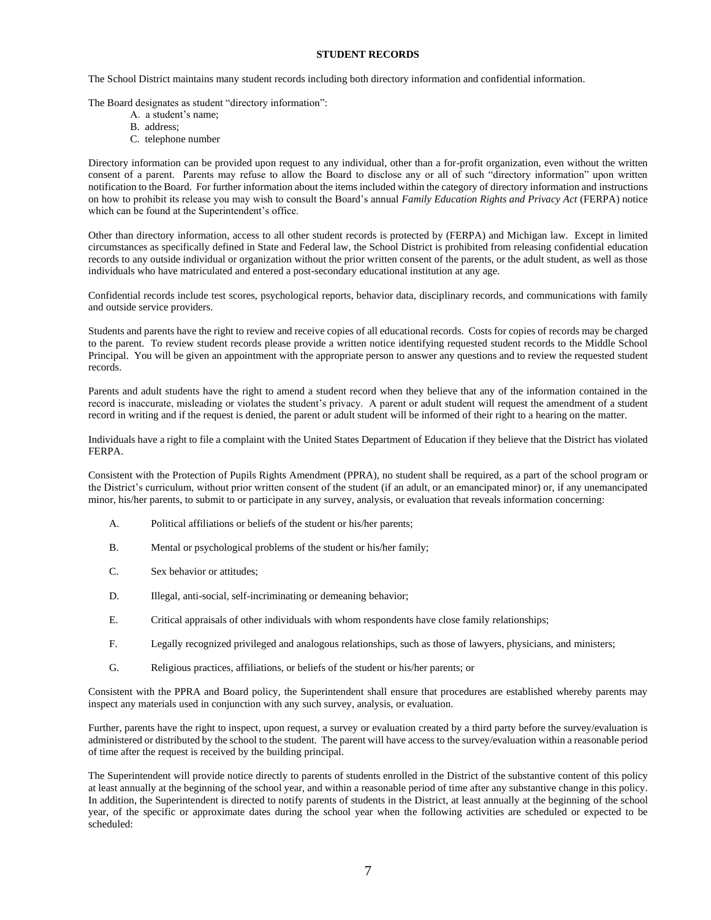## STUDENT RECORDS

The School District maintains many student records including both directory information and confidential information.

The Board designates as student "directory information":

A. a student's name;
B. address;
C. telephone number

Directory information can be provided upon request to any individual, other than a for-profit organization, even without the written consent of a parent. Parents may refuse to allow the Board to disclose any or all of such "directory information" upon written notification to the Board. For further information about the items included within the category of directory information and instructions on how to prohibit its release you may wish to consult the Board's annual *Family Education Rights and Privacy Act* (FERPA) notice which can be found at the Superintendent's office.

Other than directory information, access to all other student records is protected by (FERPA) and Michigan law. Except in limited circumstances as specifically defined in State and Federal law, the School District is prohibited from releasing confidential education records to any outside individual or organization without the prior written consent of the parents, or the adult student, as well as those individuals who have matriculated and entered a post-secondary educational institution at any age.

Confidential records include test scores, psychological reports, behavior data, disciplinary records, and communications with family and outside service providers.

Students and parents have the right to review and receive copies of all educational records. Costs for copies of records may be charged to the parent. To review student records please provide a written notice identifying requested student records to the Middle School Principal. You will be given an appointment with the appropriate person to answer any questions and to review the requested student records.

Parents and adult students have the right to amend a student record when they believe that any of the information contained in the record is inaccurate, misleading or violates the student's privacy. A parent or adult student will request the amendment of a student record in writing and if the request is denied, the parent or adult student will be informed of their right to a hearing on the matter.

Individuals have a right to file a complaint with the United States Department of Education if they believe that the District has violated FERPA.

Consistent with the Protection of Pupils Rights Amendment (PPRA), no student shall be required, as a part of the school program or the District's curriculum, without prior written consent of the student (if an adult, or an emancipated minor) or, if any unemancipated minor, his/her parents, to submit to or participate in any survey, analysis, or evaluation that reveals information concerning:

A. Political affiliations or beliefs of the student or his/her parents;

B. Mental or psychological problems of the student or his/her family;

C. Sex behavior or attitudes;

D. Illegal, anti-social, self-incriminating or demeaning behavior;

E. Critical appraisals of other individuals with whom respondents have close family relationships;

F. Legally recognized privileged and analogous relationships, such as those of lawyers, physicians, and ministers;

G. Religious practices, affiliations, or beliefs of the student or his/her parents; or

Consistent with the PPRA and Board policy, the Superintendent shall ensure that procedures are established whereby parents may inspect any materials used in conjunction with any such survey, analysis, or evaluation.

Further, parents have the right to inspect, upon request, a survey or evaluation created by a third party before the survey/evaluation is administered or distributed by the school to the student. The parent will have access to the survey/evaluation within a reasonable period of time after the request is received by the building principal.

The Superintendent will provide notice directly to parents of students enrolled in the District of the substantive content of this policy at least annually at the beginning of the school year, and within a reasonable period of time after any substantive change in this policy. In addition, the Superintendent is directed to notify parents of students in the District, at least annually at the beginning of the school year, of the specific or approximate dates during the school year when the following activities are scheduled or expected to be scheduled: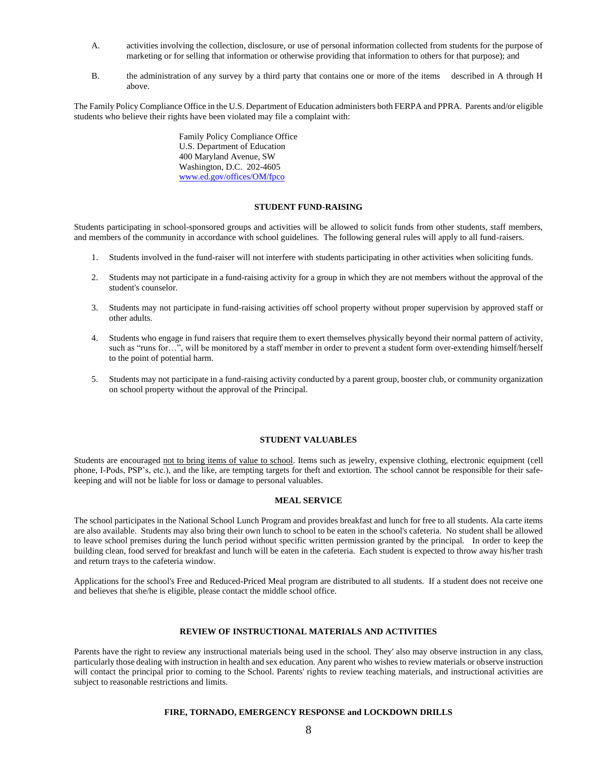A. activities involving the collection, disclosure, or use of personal information collected from students for the purpose of marketing or for selling that information or otherwise providing that information to others for that purpose); and

B. the administration of any survey by a third party that contains one or more of the items described in A through H above.

The Family Policy Compliance Office in the U.S. Department of Education administers both FERPA and PPRA. Parents and/or eligible students who believe their rights have been violated may file a complaint with:

> Family Policy Compliance Office
> U.S. Department of Education
> 400 Maryland Avenue, SW
> Washington, D.C. 202-4605
> www.ed.gov/offices/OM/fpco

## STUDENT FUND-RAISING

Students participating in school-sponsored groups and activities will be allowed to solicit funds from other students, staff members, and members of the community in accordance with school guidelines. The following general rules will apply to all fund-raisers.

1. Students involved in the fund-raiser will not interfere with students participating in other activities when soliciting funds.

2. Students may not participate in a fund-raising activity for a group in which they are not members without the approval of the student's counselor.

3. Students may not participate in fund-raising activities off school property without proper supervision by approved staff or other adults.

4. Students who engage in fund raisers that require them to exert themselves physically beyond their normal pattern of activity, such as "runs for…", will be monitored by a staff member in order to prevent a student form over-extending himself/herself to the point of potential harm.

5. Students may not participate in a fund-raising activity conducted by a parent group, booster club, or community organization on school property without the approval of the Principal.

## STUDENT VALUABLES

Students are encouraged not to bring items of value to school. Items such as jewelry, expensive clothing, electronic equipment (cell phone, I-Pods, PSP's, etc.), and the like, are tempting targets for theft and extortion. The school cannot be responsible for their safe-keeping and will not be liable for loss or damage to personal valuables.

## MEAL SERVICE

The school participates in the National School Lunch Program and provides breakfast and lunch for free to all students. Ala carte items are also available. Students may also bring their own lunch to school to be eaten in the school's cafeteria. No student shall be allowed to leave school premises during the lunch period without specific written permission granted by the principal. In order to keep the building clean, food served for breakfast and lunch will be eaten in the cafeteria. Each student is expected to throw away his/her trash and return trays to the cafeteria window.

Applications for the school's Free and Reduced-Priced Meal program are distributed to all students. If a student does not receive one and believes that she/he is eligible, please contact the middle school office.

## REVIEW OF INSTRUCTIONAL MATERIALS AND ACTIVITIES

Parents have the right to review any instructional materials being used in the school. They' also may observe instruction in any class, particularly those dealing with instruction in health and sex education. Any parent who wishes to review materials or observe instruction will contact the principal prior to coming to the School. Parents' rights to review teaching materials, and instructional activities are subject to reasonable restrictions and limits.

## FIRE, TORNADO, EMERGENCY RESPONSE and LOCKDOWN DRILLS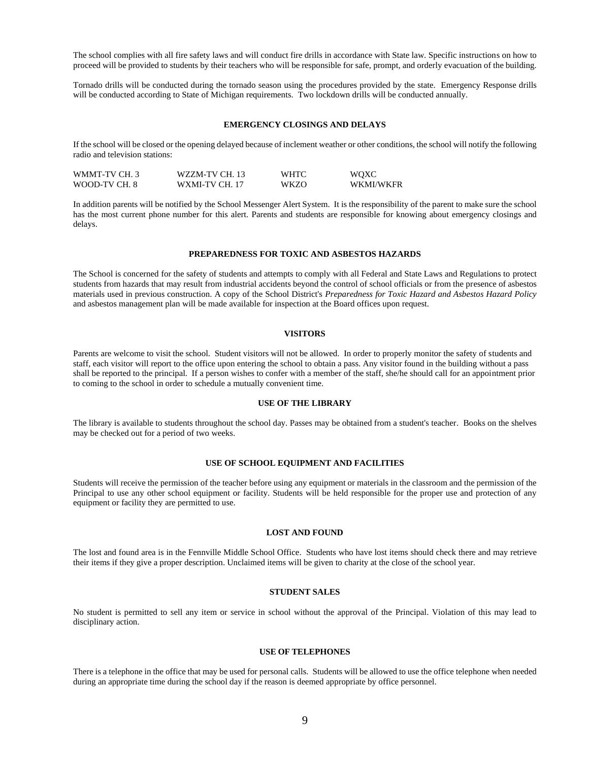The school complies with all fire safety laws and will conduct fire drills in accordance with State law. Specific instructions on how to proceed will be provided to students by their teachers who will be responsible for safe, prompt, and orderly evacuation of the building.

Tornado drills will be conducted during the tornado season using the procedures provided by the state. Emergency Response drills will be conducted according to State of Michigan requirements. Two lockdown drills will be conducted annually.

## EMERGENCY CLOSINGS AND DELAYS

If the school will be closed or the opening delayed because of inclement weather or other conditions, the school will notify the following radio and television stations:

| | | | |
|---|---|---|---|
| WMMT-TV CH. 3 | WZZM-TV CH. 13 | WHTC | WQXC |
| WOOD-TV CH. 8 | WXMI-TV CH. 17 | WKZO | WKMI/WKFR |

In addition parents will be notified by the School Messenger Alert System. It is the responsibility of the parent to make sure the school has the most current phone number for this alert. Parents and students are responsible for knowing about emergency closings and delays.

## PREPAREDNESS FOR TOXIC AND ASBESTOS HAZARDS

The School is concerned for the safety of students and attempts to comply with all Federal and State Laws and Regulations to protect students from hazards that may result from industrial accidents beyond the control of school officials or from the presence of asbestos materials used in previous construction. A copy of the School District's *Preparedness for Toxic Hazard and Asbestos Hazard Policy* and asbestos management plan will be made available for inspection at the Board offices upon request.

## VISITORS

Parents are welcome to visit the school. Student visitors will not be allowed. In order to properly monitor the safety of students and staff, each visitor will report to the office upon entering the school to obtain a pass. Any visitor found in the building without a pass shall be reported to the principal. If a person wishes to confer with a member of the staff, she/he should call for an appointment prior to coming to the school in order to schedule a mutually convenient time.

## USE OF THE LIBRARY

The library is available to students throughout the school day. Passes may be obtained from a student's teacher. Books on the shelves may be checked out for a period of two weeks.

## USE OF SCHOOL EQUIPMENT AND FACILITIES

Students will receive the permission of the teacher before using any equipment or materials in the classroom and the permission of the Principal to use any other school equipment or facility. Students will be held responsible for the proper use and protection of any equipment or facility they are permitted to use.

## LOST AND FOUND

The lost and found area is in the Fennville Middle School Office. Students who have lost items should check there and may retrieve their items if they give a proper description. Unclaimed items will be given to charity at the close of the school year.

## STUDENT SALES

No student is permitted to sell any item or service in school without the approval of the Principal. Violation of this may lead to disciplinary action.

## USE OF TELEPHONES

There is a telephone in the office that may be used for personal calls. Students will be allowed to use the office telephone when needed during an appropriate time during the school day if the reason is deemed appropriate by office personnel.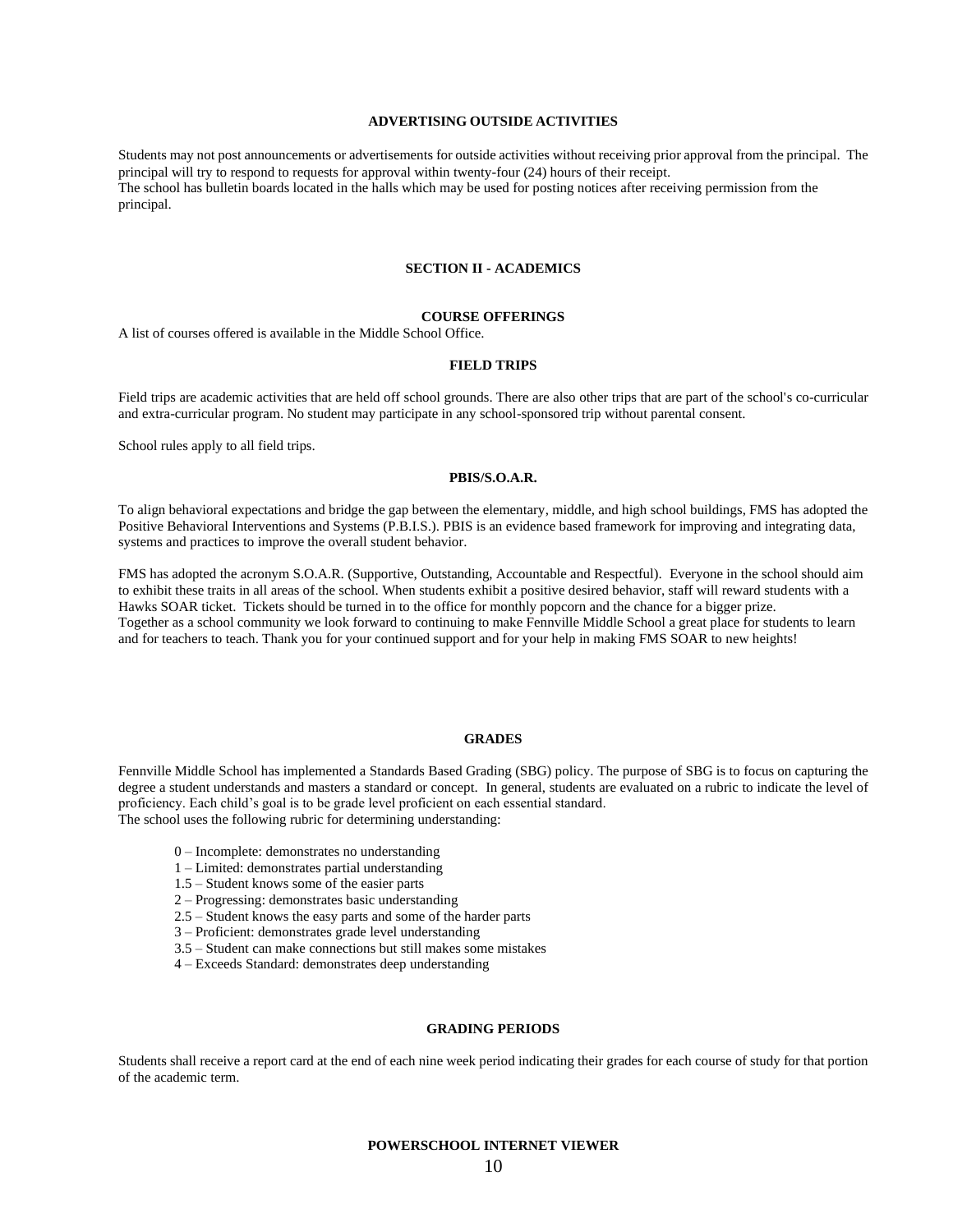## ADVERTISING OUTSIDE ACTIVITIES

Students may not post announcements or advertisements for outside activities without receiving prior approval from the principal. The principal will try to respond to requests for approval within twenty-four (24) hours of their receipt.
The school has bulletin boards located in the halls which may be used for posting notices after receiving permission from the principal.

# SECTION II - ACADEMICS

## COURSE OFFERINGS

A list of courses offered is available in the Middle School Office.

## FIELD TRIPS

Field trips are academic activities that are held off school grounds. There are also other trips that are part of the school's co-curricular and extra-curricular program. No student may participate in any school-sponsored trip without parental consent.

School rules apply to all field trips.

## PBIS/S.O.A.R.

To align behavioral expectations and bridge the gap between the elementary, middle, and high school buildings, FMS has adopted the Positive Behavioral Interventions and Systems (P.B.I.S.). PBIS is an evidence based framework for improving and integrating data, systems and practices to improve the overall student behavior.

FMS has adopted the acronym S.O.A.R. (Supportive, Outstanding, Accountable and Respectful). Everyone in the school should aim to exhibit these traits in all areas of the school. When students exhibit a positive desired behavior, staff will reward students with a Hawks SOAR ticket. Tickets should be turned in to the office for monthly popcorn and the chance for a bigger prize.
Together as a school community we look forward to continuing to make Fennville Middle School a great place for students to learn and for teachers to teach. Thank you for your continued support and for your help in making FMS SOAR to new heights!

## GRADES

Fennville Middle School has implemented a Standards Based Grading (SBG) policy. The purpose of SBG is to focus on capturing the degree a student understands and masters a standard or concept. In general, students are evaluated on a rubric to indicate the level of proficiency. Each child's goal is to be grade level proficient on each essential standard.
The school uses the following rubric for determining understanding:

- 0 – Incomplete: demonstrates no understanding
- 1 – Limited: demonstrates partial understanding
- 1.5 – Student knows some of the easier parts
- 2 – Progressing: demonstrates basic understanding
- 2.5 – Student knows the easy parts and some of the harder parts
- 3 – Proficient: demonstrates grade level understanding
- 3.5 – Student can make connections but still makes some mistakes
- 4 – Exceeds Standard: demonstrates deep understanding

## GRADING PERIODS

Students shall receive a report card at the end of each nine week period indicating their grades for each course of study for that portion of the academic term.

## POWERSCHOOL INTERNET VIEWER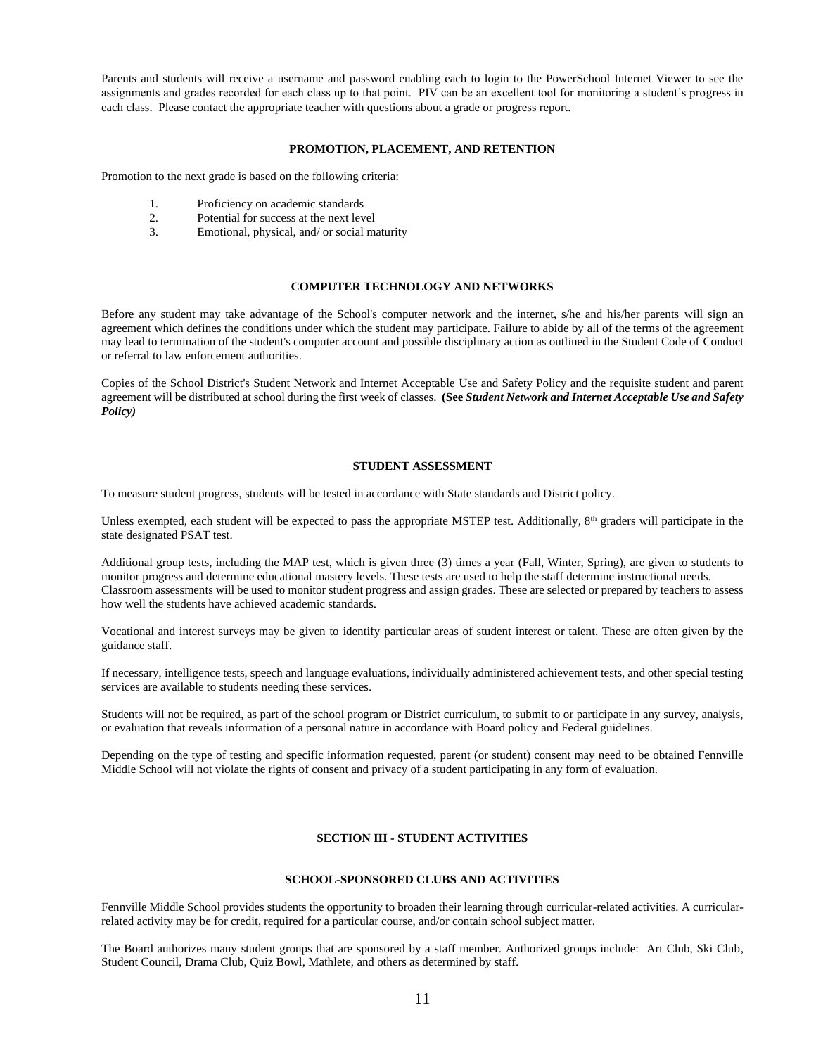Parents and students will receive a username and password enabling each to login to the PowerSchool Internet Viewer to see the assignments and grades recorded for each class up to that point. PIV can be an excellent tool for monitoring a student's progress in each class. Please contact the appropriate teacher with questions about a grade or progress report.

## PROMOTION, PLACEMENT, AND RETENTION

Promotion to the next grade is based on the following criteria:

1. Proficiency on academic standards
2. Potential for success at the next level
3. Emotional, physical, and/ or social maturity

## COMPUTER TECHNOLOGY AND NETWORKS

Before any student may take advantage of the School's computer network and the internet, s/he and his/her parents will sign an agreement which defines the conditions under which the student may participate. Failure to abide by all of the terms of the agreement may lead to termination of the student's computer account and possible disciplinary action as outlined in the Student Code of Conduct or referral to law enforcement authorities.

Copies of the School District's Student Network and Internet Acceptable Use and Safety Policy and the requisite student and parent agreement will be distributed at school during the first week of classes. **(See *Student Network and Internet Acceptable Use and Safety Policy)***

## STUDENT ASSESSMENT

To measure student progress, students will be tested in accordance with State standards and District policy.

Unless exempted, each student will be expected to pass the appropriate MSTEP test. Additionally, 8th graders will participate in the state designated PSAT test.

Additional group tests, including the MAP test, which is given three (3) times a year (Fall, Winter, Spring), are given to students to monitor progress and determine educational mastery levels. These tests are used to help the staff determine instructional needs. Classroom assessments will be used to monitor student progress and assign grades. These are selected or prepared by teachers to assess how well the students have achieved academic standards.

Vocational and interest surveys may be given to identify particular areas of student interest or talent. These are often given by the guidance staff.

If necessary, intelligence tests, speech and language evaluations, individually administered achievement tests, and other special testing services are available to students needing these services.

Students will not be required, as part of the school program or District curriculum, to submit to or participate in any survey, analysis, or evaluation that reveals information of a personal nature in accordance with Board policy and Federal guidelines.

Depending on the type of testing and specific information requested, parent (or student) consent may need to be obtained Fennville Middle School will not violate the rights of consent and privacy of a student participating in any form of evaluation.

# SECTION III - STUDENT ACTIVITIES

## SCHOOL-SPONSORED CLUBS AND ACTIVITIES

Fennville Middle School provides students the opportunity to broaden their learning through curricular-related activities. A curricular-related activity may be for credit, required for a particular course, and/or contain school subject matter.

The Board authorizes many student groups that are sponsored by a staff member. Authorized groups include: Art Club, Ski Club, Student Council, Drama Club, Quiz Bowl, Mathlete, and others as determined by staff.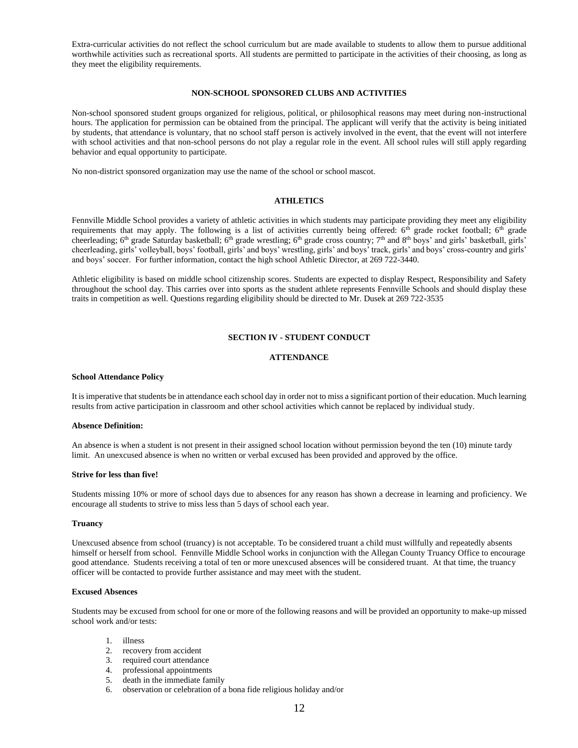Extra-curricular activities do not reflect the school curriculum but are made available to students to allow them to pursue additional worthwhile activities such as recreational sports. All students are permitted to participate in the activities of their choosing, as long as they meet the eligibility requirements.

## NON-SCHOOL SPONSORED CLUBS AND ACTIVITIES

Non-school sponsored student groups organized for religious, political, or philosophical reasons may meet during non-instructional hours. The application for permission can be obtained from the principal. The applicant will verify that the activity is being initiated by students, that attendance is voluntary, that no school staff person is actively involved in the event, that the event will not interfere with school activities and that non-school persons do not play a regular role in the event. All school rules will still apply regarding behavior and equal opportunity to participate.

No non-district sponsored organization may use the name of the school or school mascot.

## ATHLETICS

Fennville Middle School provides a variety of athletic activities in which students may participate providing they meet any eligibility requirements that may apply. The following is a list of activities currently being offered: 6th grade rocket football; 6th grade cheerleading; 6th grade Saturday basketball; 6th grade wrestling; 6th grade cross country; 7th and 8th boys' and girls' basketball, girls' cheerleading, girls' volleyball, boys' football, girls' and boys' wrestling, girls' and boys' track, girls' and boys' cross-country and girls' and boys' soccer. For further information, contact the high school Athletic Director, at 269 722-3440.

Athletic eligibility is based on middle school citizenship scores. Students are expected to display Respect, Responsibility and Safety throughout the school day. This carries over into sports as the student athlete represents Fennville Schools and should display these traits in competition as well. Questions regarding eligibility should be directed to Mr. Dusek at 269 722-3535

# SECTION IV - STUDENT CONDUCT

## ATTENDANCE

**School Attendance Policy**

It is imperative that students be in attendance each school day in order not to miss a significant portion of their education. Much learning results from active participation in classroom and other school activities which cannot be replaced by individual study.

**Absence Definition:**

An absence is when a student is not present in their assigned school location without permission beyond the ten (10) minute tardy limit. An unexcused absence is when no written or verbal excused has been provided and approved by the office.

**Strive for less than five!**

Students missing 10% or more of school days due to absences for any reason has shown a decrease in learning and proficiency. We encourage all students to strive to miss less than 5 days of school each year.

**Truancy**

Unexcused absence from school (truancy) is not acceptable. To be considered truant a child must willfully and repeatedly absents himself or herself from school. Fennville Middle School works in conjunction with the Allegan County Truancy Office to encourage good attendance. Students receiving a total of ten or more unexcused absences will be considered truant. At that time, the truancy officer will be contacted to provide further assistance and may meet with the student.

**Excused Absences**

Students may be excused from school for one or more of the following reasons and will be provided an opportunity to make-up missed school work and/or tests:

1. illness
2. recovery from accident
3. required court attendance
4. professional appointments
5. death in the immediate family
6. observation or celebration of a bona fide religious holiday and/or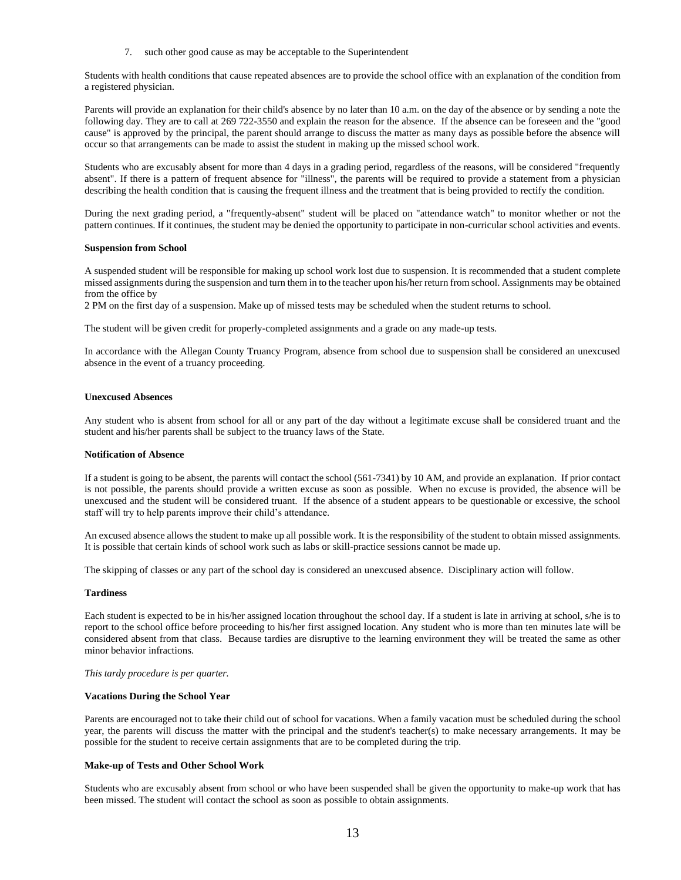7. such other good cause as may be acceptable to the Superintendent

Students with health conditions that cause repeated absences are to provide the school office with an explanation of the condition from a registered physician.

Parents will provide an explanation for their child's absence by no later than 10 a.m. on the day of the absence or by sending a note the following day. They are to call at 269 722-3550 and explain the reason for the absence. If the absence can be foreseen and the "good cause" is approved by the principal, the parent should arrange to discuss the matter as many days as possible before the absence will occur so that arrangements can be made to assist the student in making up the missed school work.

Students who are excusably absent for more than 4 days in a grading period, regardless of the reasons, will be considered "frequently absent". If there is a pattern of frequent absence for "illness", the parents will be required to provide a statement from a physician describing the health condition that is causing the frequent illness and the treatment that is being provided to rectify the condition.

During the next grading period, a "frequently-absent" student will be placed on "attendance watch" to monitor whether or not the pattern continues. If it continues, the student may be denied the opportunity to participate in non-curricular school activities and events.

**Suspension from School**

A suspended student will be responsible for making up school work lost due to suspension. It is recommended that a student complete missed assignments during the suspension and turn them in to the teacher upon his/her return from school. Assignments may be obtained from the office by
2 PM on the first day of a suspension. Make up of missed tests may be scheduled when the student returns to school.

The student will be given credit for properly-completed assignments and a grade on any made-up tests.

In accordance with the Allegan County Truancy Program, absence from school due to suspension shall be considered an unexcused absence in the event of a truancy proceeding.

**Unexcused Absences**

Any student who is absent from school for all or any part of the day without a legitimate excuse shall be considered truant and the student and his/her parents shall be subject to the truancy laws of the State.

**Notification of Absence**

If a student is going to be absent, the parents will contact the school (561-7341) by 10 AM, and provide an explanation. If prior contact is not possible, the parents should provide a written excuse as soon as possible. When no excuse is provided, the absence will be unexcused and the student will be considered truant. If the absence of a student appears to be questionable or excessive, the school staff will try to help parents improve their child's attendance.

An excused absence allows the student to make up all possible work. It is the responsibility of the student to obtain missed assignments. It is possible that certain kinds of school work such as labs or skill-practice sessions cannot be made up.

The skipping of classes or any part of the school day is considered an unexcused absence. Disciplinary action will follow.

**Tardiness**

Each student is expected to be in his/her assigned location throughout the school day. If a student is late in arriving at school, s/he is to report to the school office before proceeding to his/her first assigned location. Any student who is more than ten minutes late will be considered absent from that class. Because tardies are disruptive to the learning environment they will be treated the same as other minor behavior infractions.

*This tardy procedure is per quarter.*

**Vacations During the School Year**

Parents are encouraged not to take their child out of school for vacations. When a family vacation must be scheduled during the school year, the parents will discuss the matter with the principal and the student's teacher(s) to make necessary arrangements. It may be possible for the student to receive certain assignments that are to be completed during the trip.

**Make-up of Tests and Other School Work**

Students who are excusably absent from school or who have been suspended shall be given the opportunity to make-up work that has been missed. The student will contact the school as soon as possible to obtain assignments.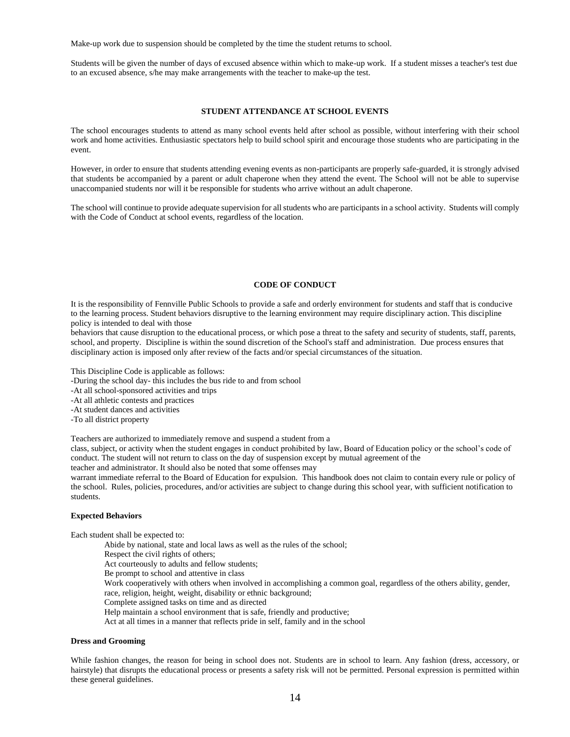Make-up work due to suspension should be completed by the time the student returns to school.

Students will be given the number of days of excused absence within which to make-up work. If a student misses a teacher's test due to an excused absence, s/he may make arrangements with the teacher to make-up the test.

## STUDENT ATTENDANCE AT SCHOOL EVENTS

The school encourages students to attend as many school events held after school as possible, without interfering with their school work and home activities. Enthusiastic spectators help to build school spirit and encourage those students who are participating in the event.

However, in order to ensure that students attending evening events as non-participants are properly safe-guarded, it is strongly advised that students be accompanied by a parent or adult chaperone when they attend the event. The School will not be able to supervise unaccompanied students nor will it be responsible for students who arrive without an adult chaperone.

The school will continue to provide adequate supervision for all students who are participants in a school activity. Students will comply with the Code of Conduct at school events, regardless of the location.

## CODE OF CONDUCT

It is the responsibility of Fennville Public Schools to provide a safe and orderly environment for students and staff that is conducive to the learning process. Student behaviors disruptive to the learning environment may require disciplinary action. This discipline policy is intended to deal with those behaviors that cause disruption to the educational process, or which pose a threat to the safety and security of students, staff, parents, school, and property. Discipline is within the sound discretion of the School's staff and administration. Due process ensures that disciplinary action is imposed only after review of the facts and/or special circumstances of the situation.

This Discipline Code is applicable as follows:
- During the school day- this includes the bus ride to and from school
- At all school-sponsored activities and trips
- At all athletic contests and practices
- At student dances and activities
- To all district property

Teachers are authorized to immediately remove and suspend a student from a class, subject, or activity when the student engages in conduct prohibited by law, Board of Education policy or the school's code of conduct. The student will not return to class on the day of suspension except by mutual agreement of the teacher and administrator. It should also be noted that some offenses may warrant immediate referral to the Board of Education for expulsion. This handbook does not claim to contain every rule or policy of the school. Rules, policies, procedures, and/or activities are subject to change during this school year, with sufficient notification to students.

### Expected Behaviors

Each student shall be expected to:

- Abide by national, state and local laws as well as the rules of the school;
- Respect the civil rights of others;
- Act courteously to adults and fellow students;
- Be prompt to school and attentive in class
- Work cooperatively with others when involved in accomplishing a common goal, regardless of the others ability, gender, race, religion, height, weight, disability or ethnic background;
- Complete assigned tasks on time and as directed
- Help maintain a school environment that is safe, friendly and productive;
- Act at all times in a manner that reflects pride in self, family and in the school

### Dress and Grooming

While fashion changes, the reason for being in school does not. Students are in school to learn. Any fashion (dress, accessory, or hairstyle) that disrupts the educational process or presents a safety risk will not be permitted. Personal expression is permitted within these general guidelines.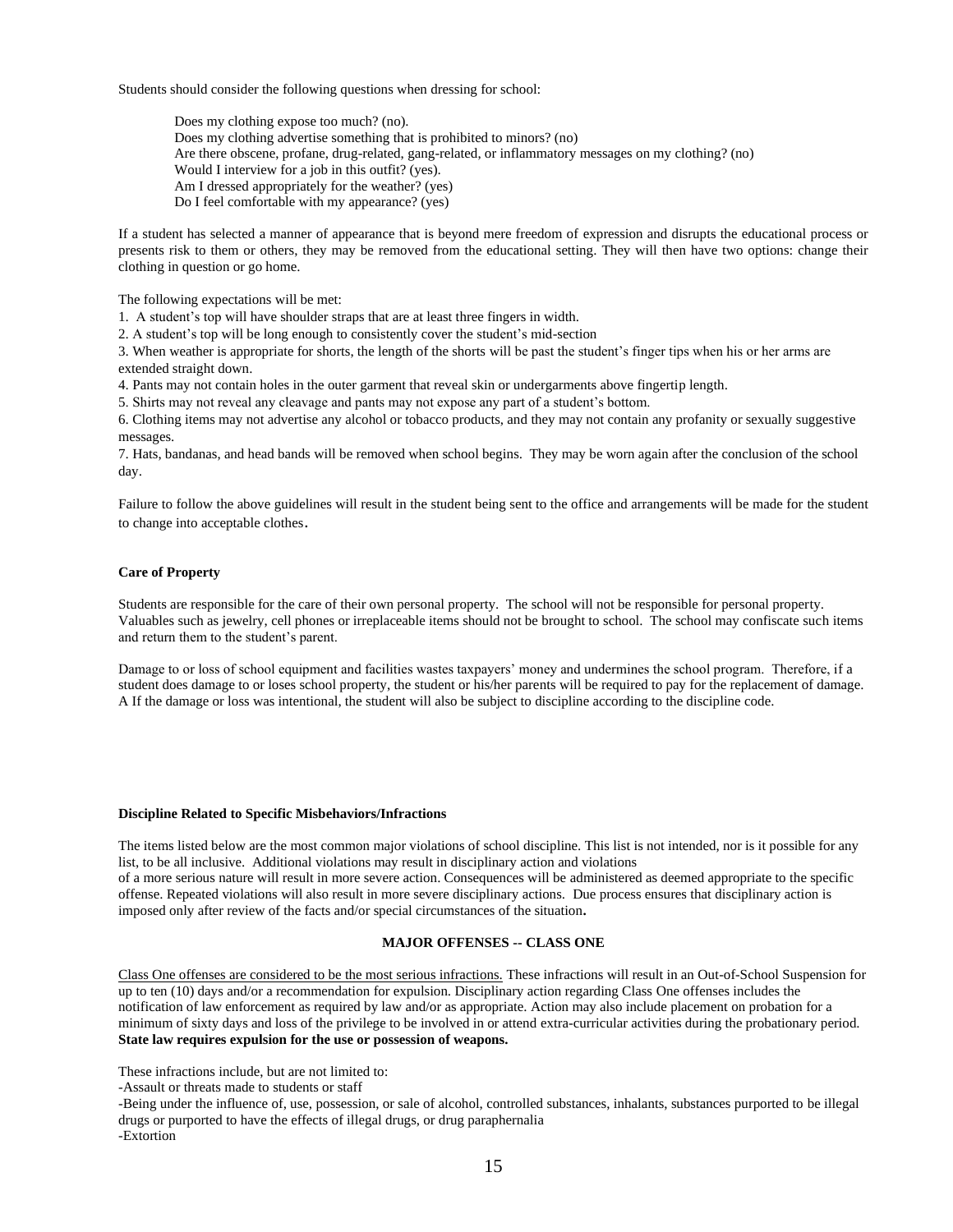Students should consider the following questions when dressing for school:

Does my clothing expose too much? (no).
Does my clothing advertise something that is prohibited to minors? (no)
Are there obscene, profane, drug-related, gang-related, or inflammatory messages on my clothing? (no)
Would I interview for a job in this outfit? (yes).
Am I dressed appropriately for the weather? (yes)
Do I feel comfortable with my appearance? (yes)

If a student has selected a manner of appearance that is beyond mere freedom of expression and disrupts the educational process or presents risk to them or others, they may be removed from the educational setting. They will then have two options: change their clothing in question or go home.

The following expectations will be met:

1. A student's top will have shoulder straps that are at least three fingers in width.
2. A student's top will be long enough to consistently cover the student's mid-section
3. When weather is appropriate for shorts, the length of the shorts will be past the student's finger tips when his or her arms are extended straight down.
4. Pants may not contain holes in the outer garment that reveal skin or undergarments above fingertip length.
5. Shirts may not reveal any cleavage and pants may not expose any part of a student's bottom.
6. Clothing items may not advertise any alcohol or tobacco products, and they may not contain any profanity or sexually suggestive messages.
7. Hats, bandanas, and head bands will be removed when school begins. They may be worn again after the conclusion of the school day.

Failure to follow the above guidelines will result in the student being sent to the office and arrangements will be made for the student to change into acceptable clothes.

**Care of Property**

Students are responsible for the care of their own personal property. The school will not be responsible for personal property. Valuables such as jewelry, cell phones or irreplaceable items should not be brought to school. The school may confiscate such items and return them to the student's parent.

Damage to or loss of school equipment and facilities wastes taxpayers' money and undermines the school program. Therefore, if a student does damage to or loses school property, the student or his/her parents will be required to pay for the replacement of damage. A If the damage or loss was intentional, the student will also be subject to discipline according to the discipline code.

**Discipline Related to Specific Misbehaviors/Infractions**

The items listed below are the most common major violations of school discipline. This list is not intended, nor is it possible for any list, to be all inclusive. Additional violations may result in disciplinary action and violations of a more serious nature will result in more severe action. Consequences will be administered as deemed appropriate to the specific offense. Repeated violations will also result in more severe disciplinary actions. Due process ensures that disciplinary action is imposed only after review of the facts and/or special circumstances of the situation.

**MAJOR OFFENSES -- CLASS ONE**

Class One offenses are considered to be the most serious infractions. These infractions will result in an Out-of-School Suspension for up to ten (10) days and/or a recommendation for expulsion. Disciplinary action regarding Class One offenses includes the notification of law enforcement as required by law and/or as appropriate. Action may also include placement on probation for a minimum of sixty days and loss of the privilege to be involved in or attend extra-curricular activities during the probationary period. **State law requires expulsion for the use or possession of weapons.**

These infractions include, but are not limited to:

-Assault or threats made to students or staff
-Being under the influence of, use, possession, or sale of alcohol, controlled substances, inhalants, substances purported to be illegal drugs or purported to have the effects of illegal drugs, or drug paraphernalia
-Extortion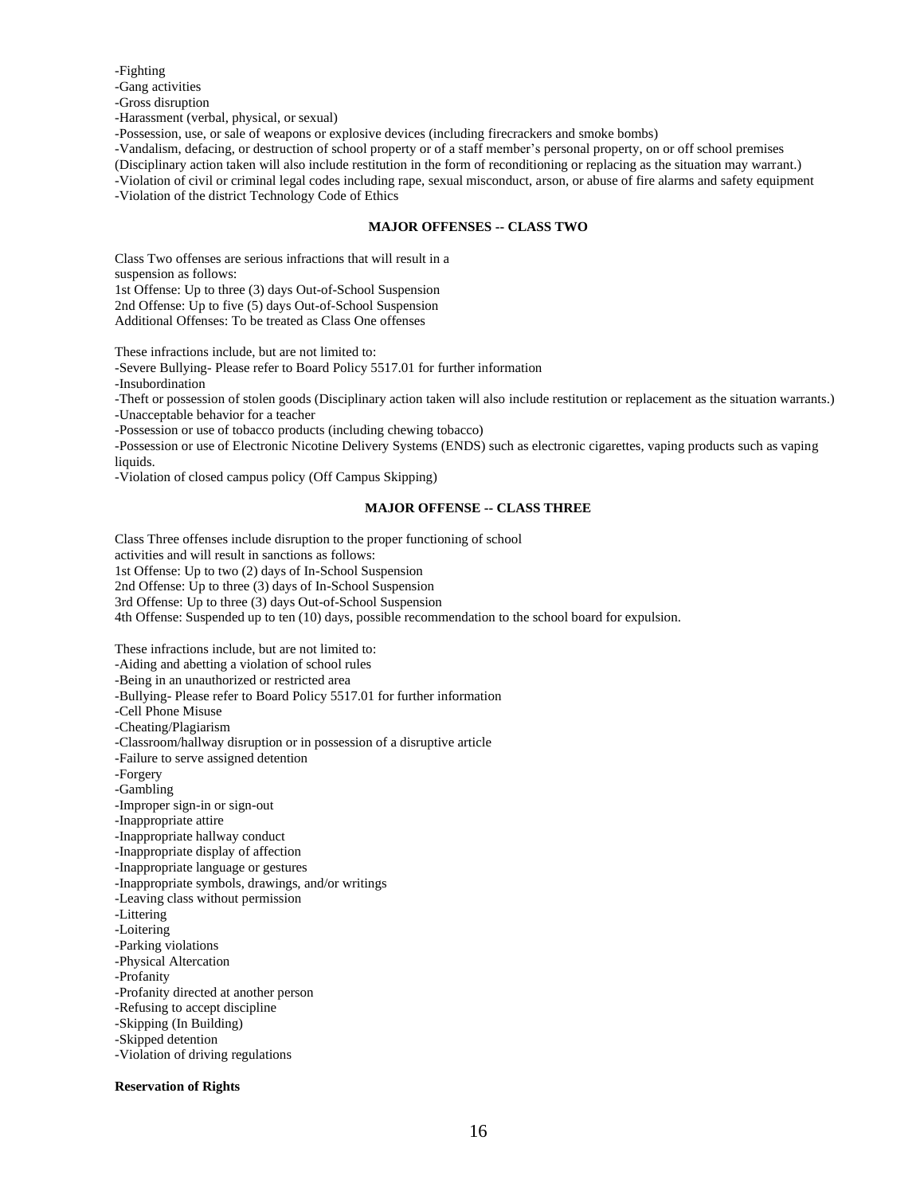-Fighting
-Gang activities
-Gross disruption
-Harassment (verbal, physical, or sexual)
-Possession, use, or sale of weapons or explosive devices (including firecrackers and smoke bombs)
-Vandalism, defacing, or destruction of school property or of a staff member's personal property, on or off school premises (Disciplinary action taken will also include restitution in the form of reconditioning or replacing as the situation may warrant.)
-Violation of civil or criminal legal codes including rape, sexual misconduct, arson, or abuse of fire alarms and safety equipment
-Violation of the district Technology Code of Ethics

### MAJOR OFFENSES -- CLASS TWO

Class Two offenses are serious infractions that will result in a suspension as follows:
1st Offense: Up to three (3) days Out-of-School Suspension
2nd Offense: Up to five (5) days Out-of-School Suspension
Additional Offenses: To be treated as Class One offenses

These infractions include, but are not limited to:
-Severe Bullying- Please refer to Board Policy 5517.01 for further information
-Insubordination
-Theft or possession of stolen goods (Disciplinary action taken will also include restitution or replacement as the situation warrants.)
-Unacceptable behavior for a teacher
-Possession or use of tobacco products (including chewing tobacco)
-Possession or use of Electronic Nicotine Delivery Systems (ENDS) such as electronic cigarettes, vaping products such as vaping liquids.
-Violation of closed campus policy (Off Campus Skipping)

### MAJOR OFFENSE -- CLASS THREE

Class Three offenses include disruption to the proper functioning of school activities and will result in sanctions as follows:
1st Offense: Up to two (2) days of In-School Suspension
2nd Offense: Up to three (3) days of In-School Suspension
3rd Offense: Up to three (3) days Out-of-School Suspension
4th Offense: Suspended up to ten (10) days, possible recommendation to the school board for expulsion.

These infractions include, but are not limited to:
-Aiding and abetting a violation of school rules
-Being in an unauthorized or restricted area
-Bullying- Please refer to Board Policy 5517.01 for further information
-Cell Phone Misuse
-Cheating/Plagiarism
-Classroom/hallway disruption or in possession of a disruptive article
-Failure to serve assigned detention
-Forgery
-Gambling
-Improper sign-in or sign-out
-Inappropriate attire
-Inappropriate hallway conduct
-Inappropriate display of affection
-Inappropriate language or gestures
-Inappropriate symbols, drawings, and/or writings
-Leaving class without permission
-Littering
-Loitering
-Parking violations
-Physical Altercation
-Profanity
-Profanity directed at another person
-Refusing to accept discipline
-Skipping (In Building)
-Skipped detention
-Violation of driving regulations

**Reservation of Rights**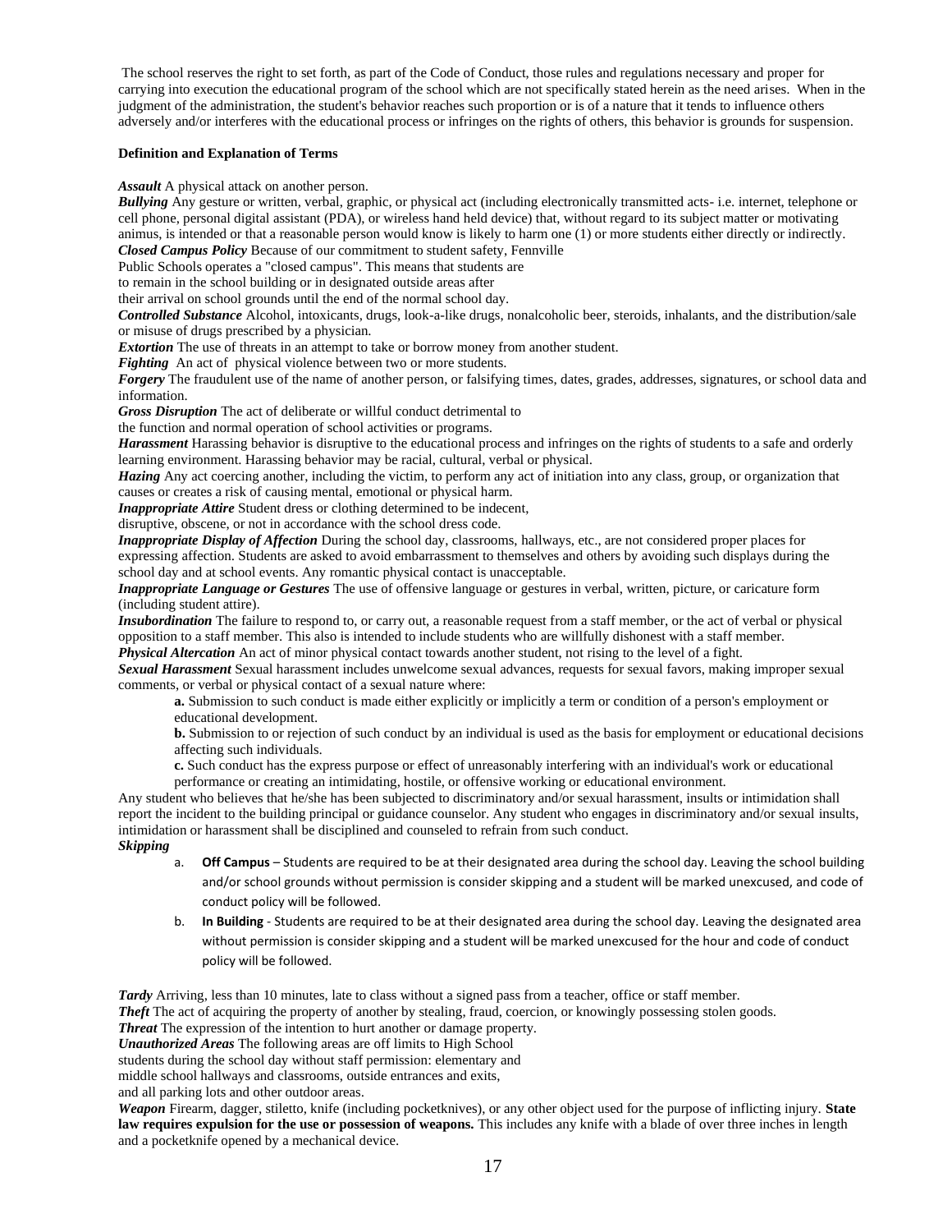The school reserves the right to set forth, as part of the Code of Conduct, those rules and regulations necessary and proper for carrying into execution the educational program of the school which are not specifically stated herein as the need arises. When in the judgment of the administration, the student's behavior reaches such proportion or is of a nature that it tends to influence others adversely and/or interferes with the educational process or infringes on the rights of others, this behavior is grounds for suspension.

**Definition and Explanation of Terms**

***Assault*** A physical attack on another person.

***Bullying*** Any gesture or written, verbal, graphic, or physical act (including electronically transmitted acts- i.e. internet, telephone or cell phone, personal digital assistant (PDA), or wireless hand held device) that, without regard to its subject matter or motivating animus, is intended or that a reasonable person would know is likely to harm one (1) or more students either directly or indirectly.

***Closed Campus Policy*** Because of our commitment to student safety, Fennville Public Schools operates a "closed campus". This means that students are to remain in the school building or in designated outside areas after their arrival on school grounds until the end of the normal school day.

***Controlled Substance*** Alcohol, intoxicants, drugs, look-a-like drugs, nonalcoholic beer, steroids, inhalants, and the distribution/sale or misuse of drugs prescribed by a physician.

***Extortion*** The use of threats in an attempt to take or borrow money from another student.

***Fighting*** An act of physical violence between two or more students.

***Forgery*** The fraudulent use of the name of another person, or falsifying times, dates, grades, addresses, signatures, or school data and information.

***Gross Disruption*** The act of deliberate or willful conduct detrimental to the function and normal operation of school activities or programs.

***Harassment*** Harassing behavior is disruptive to the educational process and infringes on the rights of students to a safe and orderly learning environment. Harassing behavior may be racial, cultural, verbal or physical.

***Hazing*** Any act coercing another, including the victim, to perform any act of initiation into any class, group, or organization that causes or creates a risk of causing mental, emotional or physical harm.

***Inappropriate Attire*** Student dress or clothing determined to be indecent, disruptive, obscene, or not in accordance with the school dress code.

***Inappropriate Display of Affection*** During the school day, classrooms, hallways, etc., are not considered proper places for expressing affection. Students are asked to avoid embarrassment to themselves and others by avoiding such displays during the school day and at school events. Any romantic physical contact is unacceptable.

***Inappropriate Language or Gestures*** The use of offensive language or gestures in verbal, written, picture, or caricature form (including student attire).

***Insubordination*** The failure to respond to, or carry out, a reasonable request from a staff member, or the act of verbal or physical opposition to a staff member. This also is intended to include students who are willfully dishonest with a staff member.

***Physical Altercation*** An act of minor physical contact towards another student, not rising to the level of a fight.

***Sexual Harassment*** Sexual harassment includes unwelcome sexual advances, requests for sexual favors, making improper sexual comments, or verbal or physical contact of a sexual nature where:

> **a.** Submission to such conduct is made either explicitly or implicitly a term or condition of a person's employment or educational development.
>
> **b.** Submission to or rejection of such conduct by an individual is used as the basis for employment or educational decisions affecting such individuals.
>
> **c.** Such conduct has the express purpose or effect of unreasonably interfering with an individual's work or educational performance or creating an intimidating, hostile, or offensive working or educational environment.

Any student who believes that he/she has been subjected to discriminatory and/or sexual harassment, insults or intimidation shall report the incident to the building principal or guidance counselor. Any student who engages in discriminatory and/or sexual insults, intimidation or harassment shall be disciplined and counseled to refrain from such conduct.

***Skipping***

a. **Off Campus** – Students are required to be at their designated area during the school day. Leaving the school building and/or school grounds without permission is consider skipping and a student will be marked unexcused, and code of conduct policy will be followed.

b. **In Building** - Students are required to be at their designated area during the school day. Leaving the designated area without permission is consider skipping and a student will be marked unexcused for the hour and code of conduct policy will be followed.

***Tardy*** Arriving, less than 10 minutes, late to class without a signed pass from a teacher, office or staff member.

***Theft*** The act of acquiring the property of another by stealing, fraud, coercion, or knowingly possessing stolen goods.

***Threat*** The expression of the intention to hurt another or damage property.

***Unauthorized Areas*** The following areas are off limits to High School students during the school day without staff permission: elementary and middle school hallways and classrooms, outside entrances and exits, and all parking lots and other outdoor areas.

***Weapon*** Firearm, dagger, stiletto, knife (including pocketknives), or any other object used for the purpose of inflicting injury. **State law requires expulsion for the use or possession of weapons.** This includes any knife with a blade of over three inches in length and a pocketknife opened by a mechanical device.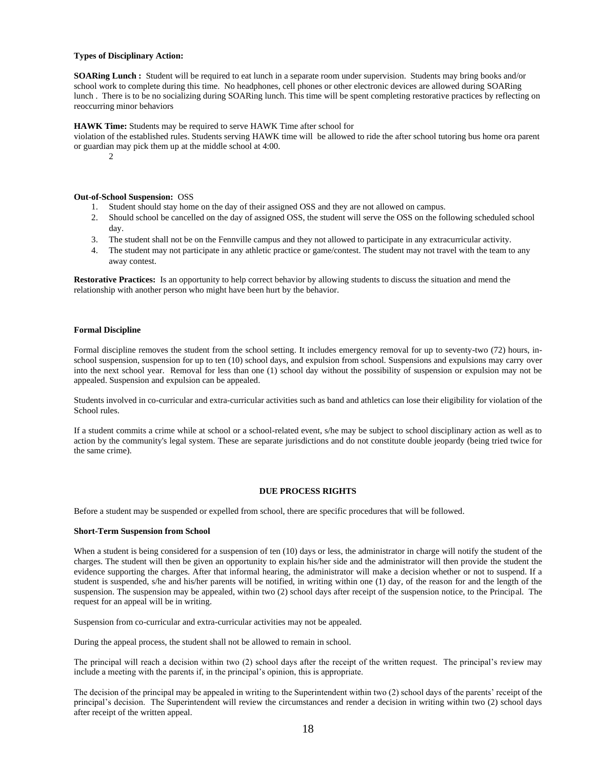**Types of Disciplinary Action:**

**SOARing Lunch :** Student will be required to eat lunch in a separate room under supervision. Students may bring books and/or school work to complete during this time. No headphones, cell phones or other electronic devices are allowed during SOARing lunch . There is to be no socializing during SOARing lunch. This time will be spent completing restorative practices by reflecting on reoccurring minor behaviors

**HAWK Time:** Students may be required to serve HAWK Time after school for violation of the established rules. Students serving HAWK time will be allowed to ride the after school tutoring bus home ora parent or guardian may pick them up at the middle school at 4:00.

2

**Out-of-School Suspension:** OSS

1. Student should stay home on the day of their assigned OSS and they are not allowed on campus.
2. Should school be cancelled on the day of assigned OSS, the student will serve the OSS on the following scheduled school day.
3. The student shall not be on the Fennville campus and they not allowed to participate in any extracurricular activity.
4. The student may not participate in any athletic practice or game/contest. The student may not travel with the team to any away contest.

**Restorative Practices:** Is an opportunity to help correct behavior by allowing students to discuss the situation and mend the relationship with another person who might have been hurt by the behavior.

**Formal Discipline**

Formal discipline removes the student from the school setting. It includes emergency removal for up to seventy-two (72) hours, in-school suspension, suspension for up to ten (10) school days, and expulsion from school. Suspensions and expulsions may carry over into the next school year. Removal for less than one (1) school day without the possibility of suspension or expulsion may not be appealed. Suspension and expulsion can be appealed.

Students involved in co-curricular and extra-curricular activities such as band and athletics can lose their eligibility for violation of the School rules.

If a student commits a crime while at school or a school-related event, s/he may be subject to school disciplinary action as well as to action by the community's legal system. These are separate jurisdictions and do not constitute double jeopardy (being tried twice for the same crime).

## DUE PROCESS RIGHTS

Before a student may be suspended or expelled from school, there are specific procedures that will be followed.

**Short-Term Suspension from School**

When a student is being considered for a suspension of ten (10) days or less, the administrator in charge will notify the student of the charges. The student will then be given an opportunity to explain his/her side and the administrator will then provide the student the evidence supporting the charges. After that informal hearing, the administrator will make a decision whether or not to suspend. If a student is suspended, s/he and his/her parents will be notified, in writing within one (1) day, of the reason for and the length of the suspension. The suspension may be appealed, within two (2) school days after receipt of the suspension notice, to the Principal. The request for an appeal will be in writing.

Suspension from co-curricular and extra-curricular activities may not be appealed.

During the appeal process, the student shall not be allowed to remain in school.

The principal will reach a decision within two (2) school days after the receipt of the written request. The principal's review may include a meeting with the parents if, in the principal's opinion, this is appropriate.

The decision of the principal may be appealed in writing to the Superintendent within two (2) school days of the parents' receipt of the principal's decision. The Superintendent will review the circumstances and render a decision in writing within two (2) school days after receipt of the written appeal.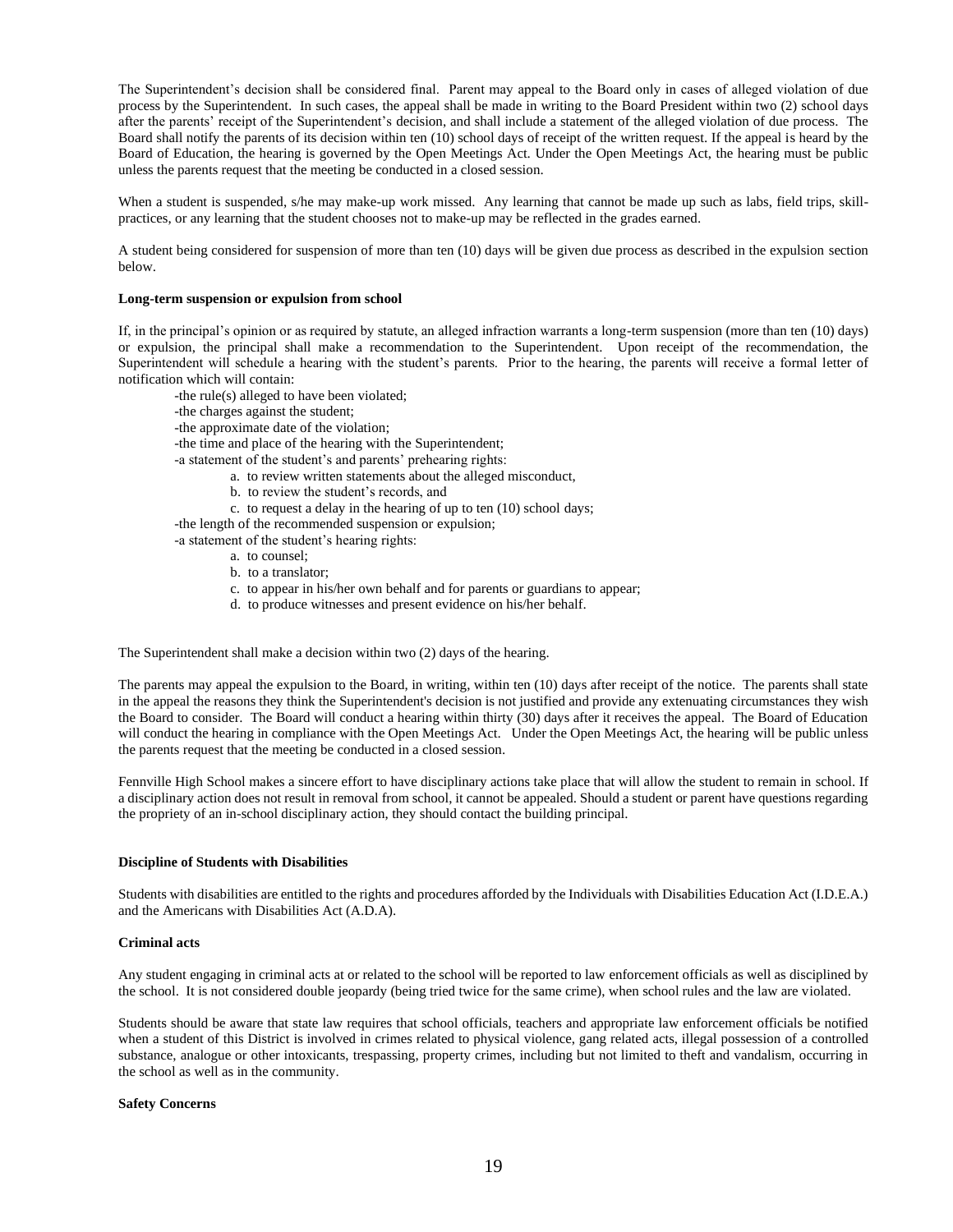The Superintendent's decision shall be considered final. Parent may appeal to the Board only in cases of alleged violation of due process by the Superintendent. In such cases, the appeal shall be made in writing to the Board President within two (2) school days after the parents' receipt of the Superintendent's decision, and shall include a statement of the alleged violation of due process. The Board shall notify the parents of its decision within ten (10) school days of receipt of the written request. If the appeal is heard by the Board of Education, the hearing is governed by the Open Meetings Act. Under the Open Meetings Act, the hearing must be public unless the parents request that the meeting be conducted in a closed session.

When a student is suspended, s/he may make-up work missed. Any learning that cannot be made up such as labs, field trips, skill-practices, or any learning that the student chooses not to make-up may be reflected in the grades earned.

A student being considered for suspension of more than ten (10) days will be given due process as described in the expulsion section below.

**Long-term suspension or expulsion from school**

If, in the principal's opinion or as required by statute, an alleged infraction warrants a long-term suspension (more than ten (10) days) or expulsion, the principal shall make a recommendation to the Superintendent. Upon receipt of the recommendation, the Superintendent will schedule a hearing with the student's parents. Prior to the hearing, the parents will receive a formal letter of notification which will contain:

- the rule(s) alleged to have been violated;
- the charges against the student;
- the approximate date of the violation;
- the time and place of the hearing with the Superintendent;
- a statement of the student's and parents' prehearing rights:
    - a. to review written statements about the alleged misconduct,
    - b. to review the student's records, and
    - c. to request a delay in the hearing of up to ten (10) school days;
- the length of the recommended suspension or expulsion;
- a statement of the student's hearing rights:
    - a. to counsel;
    - b. to a translator;
    - c. to appear in his/her own behalf and for parents or guardians to appear;
    - d. to produce witnesses and present evidence on his/her behalf.

The Superintendent shall make a decision within two (2) days of the hearing.

The parents may appeal the expulsion to the Board, in writing, within ten (10) days after receipt of the notice. The parents shall state in the appeal the reasons they think the Superintendent's decision is not justified and provide any extenuating circumstances they wish the Board to consider. The Board will conduct a hearing within thirty (30) days after it receives the appeal. The Board of Education will conduct the hearing in compliance with the Open Meetings Act. Under the Open Meetings Act, the hearing will be public unless the parents request that the meeting be conducted in a closed session.

Fennville High School makes a sincere effort to have disciplinary actions take place that will allow the student to remain in school. If a disciplinary action does not result in removal from school, it cannot be appealed. Should a student or parent have questions regarding the propriety of an in-school disciplinary action, they should contact the building principal.

**Discipline of Students with Disabilities**

Students with disabilities are entitled to the rights and procedures afforded by the Individuals with Disabilities Education Act (I.D.E.A.) and the Americans with Disabilities Act (A.D.A).

**Criminal acts**

Any student engaging in criminal acts at or related to the school will be reported to law enforcement officials as well as disciplined by the school. It is not considered double jeopardy (being tried twice for the same crime), when school rules and the law are violated.

Students should be aware that state law requires that school officials, teachers and appropriate law enforcement officials be notified when a student of this District is involved in crimes related to physical violence, gang related acts, illegal possession of a controlled substance, analogue or other intoxicants, trespassing, property crimes, including but not limited to theft and vandalism, occurring in the school as well as in the community.

**Safety Concerns**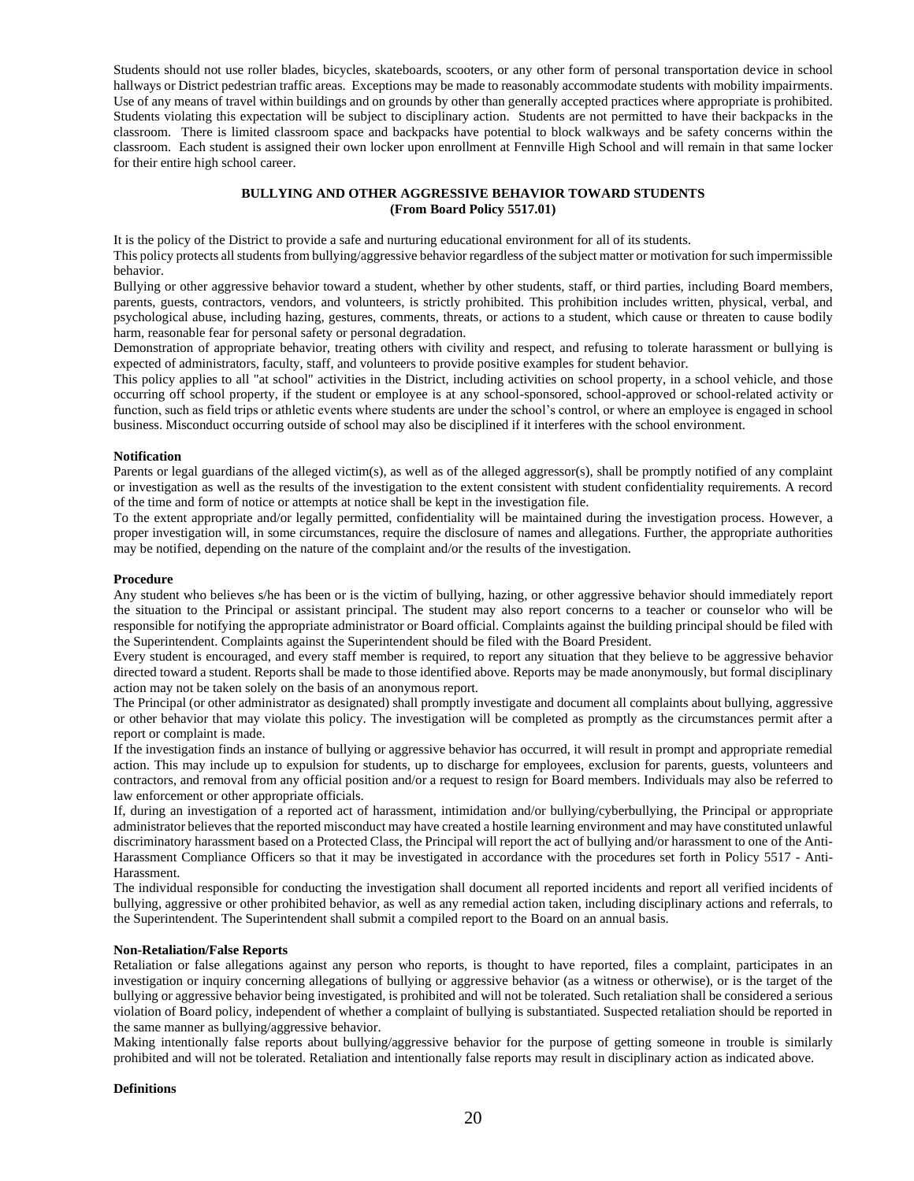Students should not use roller blades, bicycles, skateboards, scooters, or any other form of personal transportation device in school hallways or District pedestrian traffic areas. Exceptions may be made to reasonably accommodate students with mobility impairments. Use of any means of travel within buildings and on grounds by other than generally accepted practices where appropriate is prohibited. Students violating this expectation will be subject to disciplinary action. Students are not permitted to have their backpacks in the classroom. There is limited classroom space and backpacks have potential to block walkways and be safety concerns within the classroom. Each student is assigned their own locker upon enrollment at Fennville High School and will remain in that same locker for their entire high school career.

## BULLYING AND OTHER AGGRESSIVE BEHAVIOR TOWARD STUDENTS (From Board Policy 5517.01)

It is the policy of the District to provide a safe and nurturing educational environment for all of its students.

This policy protects all students from bullying/aggressive behavior regardless of the subject matter or motivation for such impermissible behavior.

Bullying or other aggressive behavior toward a student, whether by other students, staff, or third parties, including Board members, parents, guests, contractors, vendors, and volunteers, is strictly prohibited. This prohibition includes written, physical, verbal, and psychological abuse, including hazing, gestures, comments, threats, or actions to a student, which cause or threaten to cause bodily harm, reasonable fear for personal safety or personal degradation.

Demonstration of appropriate behavior, treating others with civility and respect, and refusing to tolerate harassment or bullying is expected of administrators, faculty, staff, and volunteers to provide positive examples for student behavior.

This policy applies to all "at school" activities in the District, including activities on school property, in a school vehicle, and those occurring off school property, if the student or employee is at any school-sponsored, school-approved or school-related activity or function, such as field trips or athletic events where students are under the school's control, or where an employee is engaged in school business. Misconduct occurring outside of school may also be disciplined if it interferes with the school environment.

### Notification

Parents or legal guardians of the alleged victim(s), as well as of the alleged aggressor(s), shall be promptly notified of any complaint or investigation as well as the results of the investigation to the extent consistent with student confidentiality requirements. A record of the time and form of notice or attempts at notice shall be kept in the investigation file.

To the extent appropriate and/or legally permitted, confidentiality will be maintained during the investigation process. However, a proper investigation will, in some circumstances, require the disclosure of names and allegations. Further, the appropriate authorities may be notified, depending on the nature of the complaint and/or the results of the investigation.

### Procedure

Any student who believes s/he has been or is the victim of bullying, hazing, or other aggressive behavior should immediately report the situation to the Principal or assistant principal. The student may also report concerns to a teacher or counselor who will be responsible for notifying the appropriate administrator or Board official. Complaints against the building principal should be filed with the Superintendent. Complaints against the Superintendent should be filed with the Board President.

Every student is encouraged, and every staff member is required, to report any situation that they believe to be aggressive behavior directed toward a student. Reports shall be made to those identified above. Reports may be made anonymously, but formal disciplinary action may not be taken solely on the basis of an anonymous report.

The Principal (or other administrator as designated) shall promptly investigate and document all complaints about bullying, aggressive or other behavior that may violate this policy. The investigation will be completed as promptly as the circumstances permit after a report or complaint is made.

If the investigation finds an instance of bullying or aggressive behavior has occurred, it will result in prompt and appropriate remedial action. This may include up to expulsion for students, up to discharge for employees, exclusion for parents, guests, volunteers and contractors, and removal from any official position and/or a request to resign for Board members. Individuals may also be referred to law enforcement or other appropriate officials.

If, during an investigation of a reported act of harassment, intimidation and/or bullying/cyberbullying, the Principal or appropriate administrator believes that the reported misconduct may have created a hostile learning environment and may have constituted unlawful discriminatory harassment based on a Protected Class, the Principal will report the act of bullying and/or harassment to one of the Anti-Harassment Compliance Officers so that it may be investigated in accordance with the procedures set forth in Policy 5517 - Anti-Harassment.

The individual responsible for conducting the investigation shall document all reported incidents and report all verified incidents of bullying, aggressive or other prohibited behavior, as well as any remedial action taken, including disciplinary actions and referrals, to the Superintendent. The Superintendent shall submit a compiled report to the Board on an annual basis.

### Non-Retaliation/False Reports

Retaliation or false allegations against any person who reports, is thought to have reported, files a complaint, participates in an investigation or inquiry concerning allegations of bullying or aggressive behavior (as a witness or otherwise), or is the target of the bullying or aggressive behavior being investigated, is prohibited and will not be tolerated. Such retaliation shall be considered a serious violation of Board policy, independent of whether a complaint of bullying is substantiated. Suspected retaliation should be reported in the same manner as bullying/aggressive behavior.

Making intentionally false reports about bullying/aggressive behavior for the purpose of getting someone in trouble is similarly prohibited and will not be tolerated. Retaliation and intentionally false reports may result in disciplinary action as indicated above.

### Definitions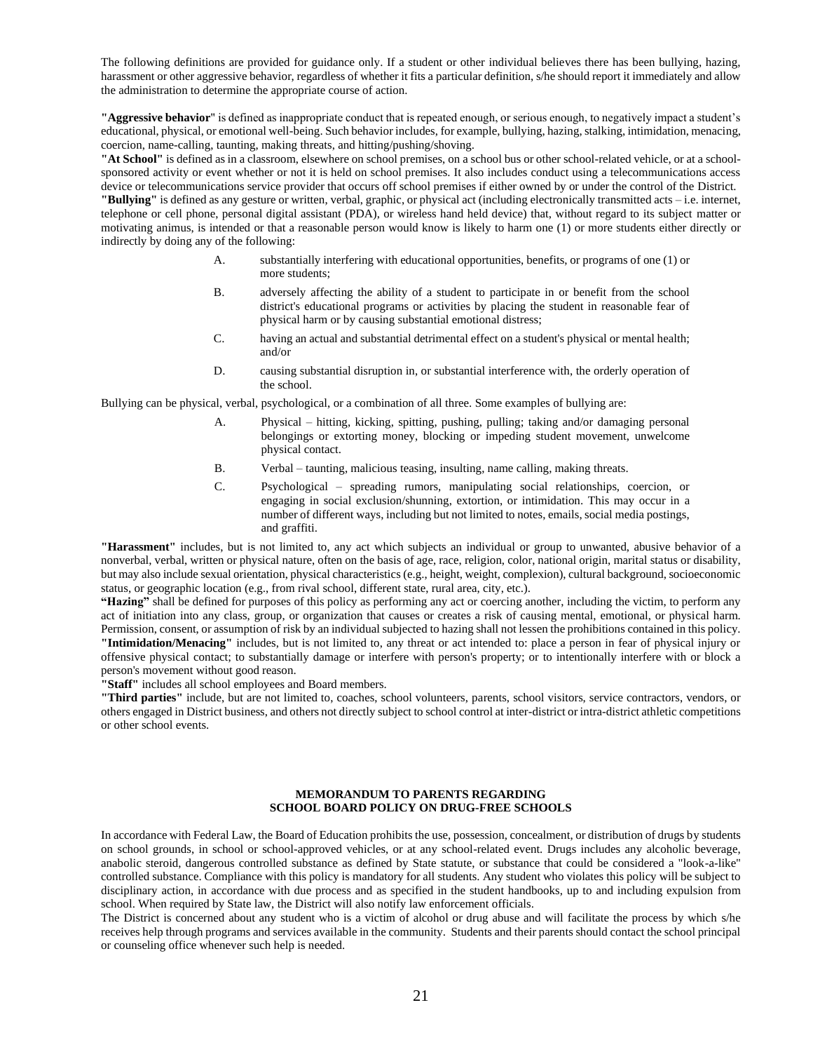The following definitions are provided for guidance only. If a student or other individual believes there has been bullying, hazing, harassment or other aggressive behavior, regardless of whether it fits a particular definition, s/he should report it immediately and allow the administration to determine the appropriate course of action.

**"Aggressive behavior"** is defined as inappropriate conduct that is repeated enough, or serious enough, to negatively impact a student's educational, physical, or emotional well-being. Such behavior includes, for example, bullying, hazing, stalking, intimidation, menacing, coercion, name-calling, taunting, making threats, and hitting/pushing/shoving.

**"At School"** is defined as in a classroom, elsewhere on school premises, on a school bus or other school-related vehicle, or at a school-sponsored activity or event whether or not it is held on school premises. It also includes conduct using a telecommunications access device or telecommunications service provider that occurs off school premises if either owned by or under the control of the District.

**"Bullying"** is defined as any gesture or written, verbal, graphic, or physical act (including electronically transmitted acts – i.e. internet, telephone or cell phone, personal digital assistant (PDA), or wireless hand held device) that, without regard to its subject matter or motivating animus, is intended or that a reasonable person would know is likely to harm one (1) or more students either directly or indirectly by doing any of the following:

A. substantially interfering with educational opportunities, benefits, or programs of one (1) or more students;

B. adversely affecting the ability of a student to participate in or benefit from the school district's educational programs or activities by placing the student in reasonable fear of physical harm or by causing substantial emotional distress;

C. having an actual and substantial detrimental effect on a student's physical or mental health; and/or

D. causing substantial disruption in, or substantial interference with, the orderly operation of the school.

Bullying can be physical, verbal, psychological, or a combination of all three. Some examples of bullying are:

A. Physical – hitting, kicking, spitting, pushing, pulling; taking and/or damaging personal belongings or extorting money, blocking or impeding student movement, unwelcome physical contact.

B. Verbal – taunting, malicious teasing, insulting, name calling, making threats.

C. Psychological – spreading rumors, manipulating social relationships, coercion, or engaging in social exclusion/shunning, extortion, or intimidation. This may occur in a number of different ways, including but not limited to notes, emails, social media postings, and graffiti.

**"Harassment"** includes, but is not limited to, any act which subjects an individual or group to unwanted, abusive behavior of a nonverbal, verbal, written or physical nature, often on the basis of age, race, religion, color, national origin, marital status or disability, but may also include sexual orientation, physical characteristics (e.g., height, weight, complexion), cultural background, socioeconomic status, or geographic location (e.g., from rival school, different state, rural area, city, etc.).

**"Hazing"** shall be defined for purposes of this policy as performing any act or coercing another, including the victim, to perform any act of initiation into any class, group, or organization that causes or creates a risk of causing mental, emotional, or physical harm. Permission, consent, or assumption of risk by an individual subjected to hazing shall not lessen the prohibitions contained in this policy.

**"Intimidation/Menacing"** includes, but is not limited to, any threat or act intended to: place a person in fear of physical injury or offensive physical contact; to substantially damage or interfere with person's property; or to intentionally interfere with or block a person's movement without good reason.

**"Staff"** includes all school employees and Board members.

**"Third parties"** include, but are not limited to, coaches, school volunteers, parents, school visitors, service contractors, vendors, or others engaged in District business, and others not directly subject to school control at inter-district or intra-district athletic competitions or other school events.

## MEMORANDUM TO PARENTS REGARDING SCHOOL BOARD POLICY ON DRUG-FREE SCHOOLS

In accordance with Federal Law, the Board of Education prohibits the use, possession, concealment, or distribution of drugs by students on school grounds, in school or school-approved vehicles, or at any school-related event. Drugs includes any alcoholic beverage, anabolic steroid, dangerous controlled substance as defined by State statute, or substance that could be considered a "look-a-like" controlled substance. Compliance with this policy is mandatory for all students. Any student who violates this policy will be subject to disciplinary action, in accordance with due process and as specified in the student handbooks, up to and including expulsion from school. When required by State law, the District will also notify law enforcement officials.

The District is concerned about any student who is a victim of alcohol or drug abuse and will facilitate the process by which s/he receives help through programs and services available in the community. Students and their parents should contact the school principal or counseling office whenever such help is needed.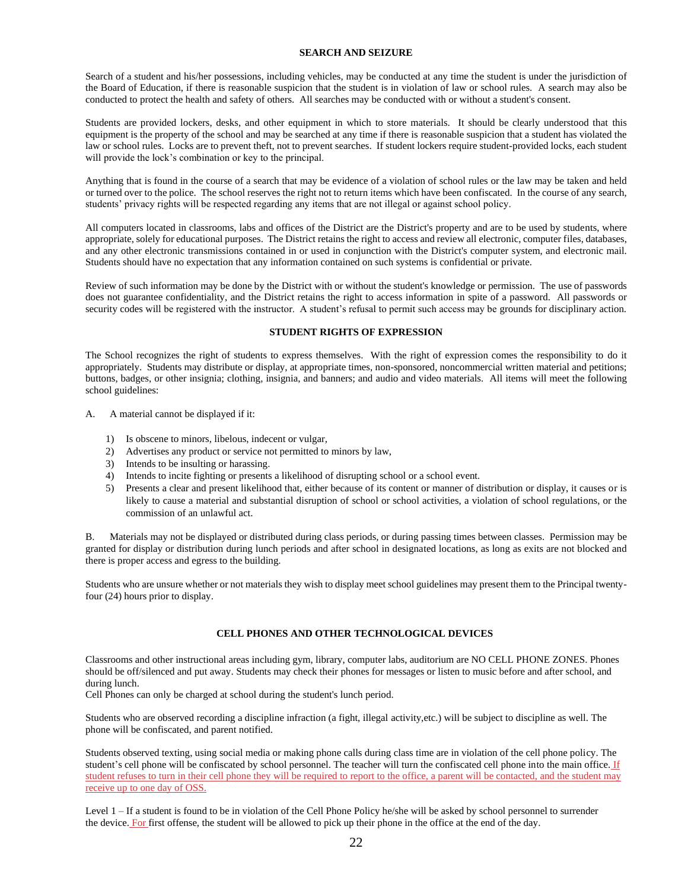## SEARCH AND SEIZURE

Search of a student and his/her possessions, including vehicles, may be conducted at any time the student is under the jurisdiction of the Board of Education, if there is reasonable suspicion that the student is in violation of law or school rules. A search may also be conducted to protect the health and safety of others. All searches may be conducted with or without a student's consent.

Students are provided lockers, desks, and other equipment in which to store materials. It should be clearly understood that this equipment is the property of the school and may be searched at any time if there is reasonable suspicion that a student has violated the law or school rules. Locks are to prevent theft, not to prevent searches. If student lockers require student-provided locks, each student will provide the lock's combination or key to the principal.

Anything that is found in the course of a search that may be evidence of a violation of school rules or the law may be taken and held or turned over to the police. The school reserves the right not to return items which have been confiscated. In the course of any search, students' privacy rights will be respected regarding any items that are not illegal or against school policy.

All computers located in classrooms, labs and offices of the District are the District's property and are to be used by students, where appropriate, solely for educational purposes. The District retains the right to access and review all electronic, computer files, databases, and any other electronic transmissions contained in or used in conjunction with the District's computer system, and electronic mail. Students should have no expectation that any information contained on such systems is confidential or private.

Review of such information may be done by the District with or without the student's knowledge or permission. The use of passwords does not guarantee confidentiality, and the District retains the right to access information in spite of a password. All passwords or security codes will be registered with the instructor. A student's refusal to permit such access may be grounds for disciplinary action.

## STUDENT RIGHTS OF EXPRESSION

The School recognizes the right of students to express themselves. With the right of expression comes the responsibility to do it appropriately. Students may distribute or display, at appropriate times, non-sponsored, noncommercial written material and petitions; buttons, badges, or other insignia; clothing, insignia, and banners; and audio and video materials. All items will meet the following school guidelines:

A. A material cannot be displayed if it:

1) Is obscene to minors, libelous, indecent or vulgar,
2) Advertises any product or service not permitted to minors by law,
3) Intends to be insulting or harassing.
4) Intends to incite fighting or presents a likelihood of disrupting school or a school event.
5) Presents a clear and present likelihood that, either because of its content or manner of distribution or display, it causes or is likely to cause a material and substantial disruption of school or school activities, a violation of school regulations, or the commission of an unlawful act.

B. Materials may not be displayed or distributed during class periods, or during passing times between classes. Permission may be granted for display or distribution during lunch periods and after school in designated locations, as long as exits are not blocked and there is proper access and egress to the building.

Students who are unsure whether or not materials they wish to display meet school guidelines may present them to the Principal twenty-four (24) hours prior to display.

## CELL PHONES AND OTHER TECHNOLOGICAL DEVICES

Classrooms and other instructional areas including gym, library, computer labs, auditorium are NO CELL PHONE ZONES. Phones should be off/silenced and put away. Students may check their phones for messages or listen to music before and after school, and during lunch.
Cell Phones can only be charged at school during the student's lunch period.

Students who are observed recording a discipline infraction (a fight, illegal activity,etc.) will be subject to discipline as well. The phone will be confiscated, and parent notified.

Students observed texting, using social media or making phone calls during class time are in violation of the cell phone policy. The student's cell phone will be confiscated by school personnel. The teacher will turn the confiscated cell phone into the main office. If student refuses to turn in their cell phone they will be required to report to the office, a parent will be contacted, and the student may receive up to one day of OSS.

Level 1 – If a student is found to be in violation of the Cell Phone Policy he/she will be asked by school personnel to surrender the device. For first offense, the student will be allowed to pick up their phone in the office at the end of the day.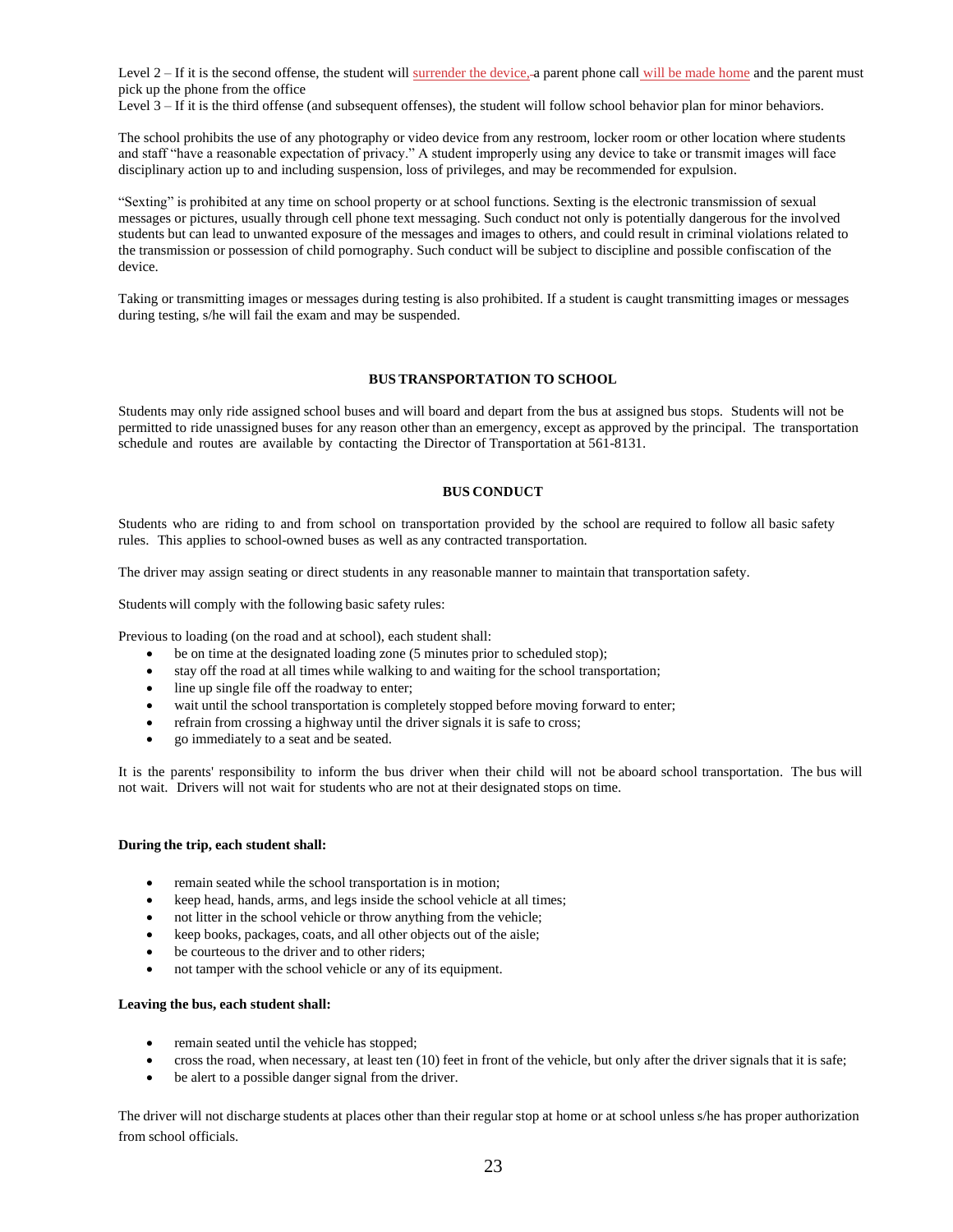Level 2 – If it is the second offense, the student will surrender the device, a parent phone call will be made home and the parent must pick up the phone from the office

Level 3 – If it is the third offense (and subsequent offenses), the student will follow school behavior plan for minor behaviors.

The school prohibits the use of any photography or video device from any restroom, locker room or other location where students and staff "have a reasonable expectation of privacy." A student improperly using any device to take or transmit images will face disciplinary action up to and including suspension, loss of privileges, and may be recommended for expulsion.

"Sexting" is prohibited at any time on school property or at school functions. Sexting is the electronic transmission of sexual messages or pictures, usually through cell phone text messaging. Such conduct not only is potentially dangerous for the involved students but can lead to unwanted exposure of the messages and images to others, and could result in criminal violations related to the transmission or possession of child pornography. Such conduct will be subject to discipline and possible confiscation of the device.

Taking or transmitting images or messages during testing is also prohibited. If a student is caught transmitting images or messages during testing, s/he will fail the exam and may be suspended.

## BUS TRANSPORTATION TO SCHOOL

Students may only ride assigned school buses and will board and depart from the bus at assigned bus stops. Students will not be permitted to ride unassigned buses for any reason other than an emergency, except as approved by the principal. The transportation schedule and routes are available by contacting the Director of Transportation at 561-8131.

## BUS CONDUCT

Students who are riding to and from school on transportation provided by the school are required to follow all basic safety rules. This applies to school-owned buses as well as any contracted transportation.

The driver may assign seating or direct students in any reasonable manner to maintain that transportation safety.

Students will comply with the following basic safety rules:

Previous to loading (on the road and at school), each student shall:

- be on time at the designated loading zone (5 minutes prior to scheduled stop);
- stay off the road at all times while walking to and waiting for the school transportation;
- line up single file off the roadway to enter;
- wait until the school transportation is completely stopped before moving forward to enter;
- refrain from crossing a highway until the driver signals it is safe to cross;
- go immediately to a seat and be seated.

It is the parents' responsibility to inform the bus driver when their child will not be aboard school transportation. The bus will not wait. Drivers will not wait for students who are not at their designated stops on time.

**During the trip, each student shall:**

- remain seated while the school transportation is in motion;
- keep head, hands, arms, and legs inside the school vehicle at all times;
- not litter in the school vehicle or throw anything from the vehicle;
- keep books, packages, coats, and all other objects out of the aisle;
- be courteous to the driver and to other riders;
- not tamper with the school vehicle or any of its equipment.

**Leaving the bus, each student shall:**

- remain seated until the vehicle has stopped;
- cross the road, when necessary, at least ten (10) feet in front of the vehicle, but only after the driver signals that it is safe;
- be alert to a possible danger signal from the driver.

The driver will not discharge students at places other than their regular stop at home or at school unless s/he has proper authorization from school officials.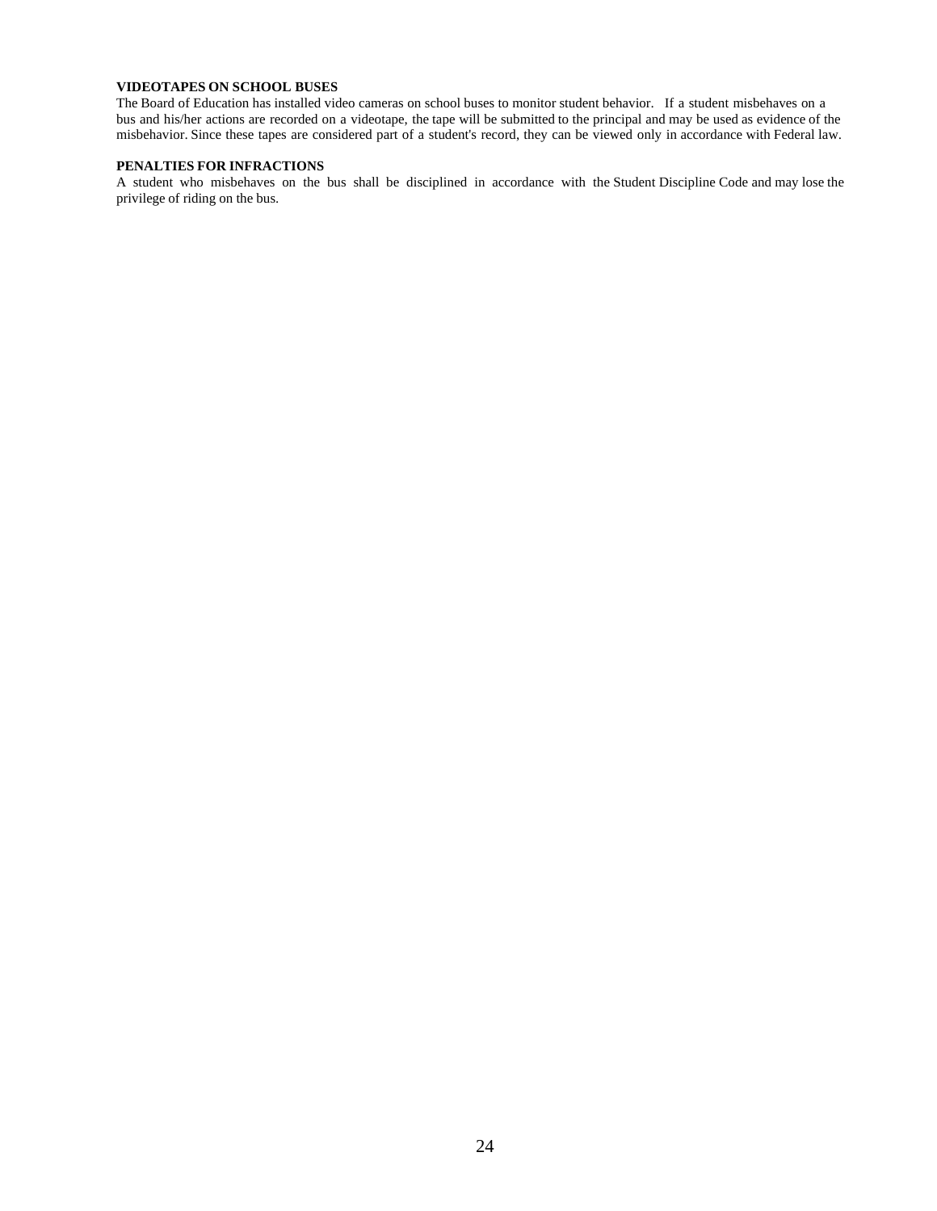**VIDEOTAPES ON SCHOOL BUSES**

The Board of Education has installed video cameras on school buses to monitor student behavior. If a student misbehaves on a bus and his/her actions are recorded on a videotape, the tape will be submitted to the principal and may be used as evidence of the misbehavior. Since these tapes are considered part of a student's record, they can be viewed only in accordance with Federal law.

**PENALTIES FOR INFRACTIONS**

A student who misbehaves on the bus shall be disciplined in accordance with the Student Discipline Code and may lose the privilege of riding on the bus.